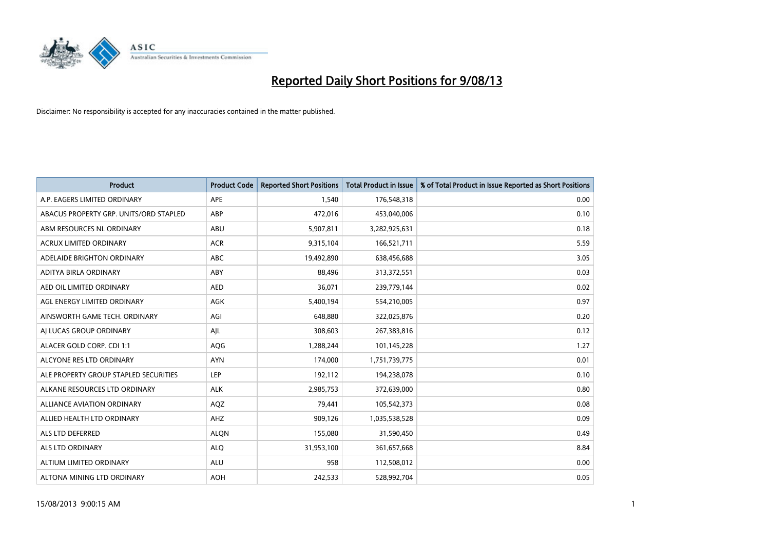# Reported Daily Short Positions for 9/08/13

Disclaimer: No responsibility is accepted for any inaccuracies contained in the matter published.

| Product | Product Code | Reported Short Positions | Total Product in Issue | % of Total Product in Issue Reported as Short Positions |
|---|---|---|---|---|
| A.P. EAGERS LIMITED ORDINARY | APE | 1,540 | 176,548,318 | 0.00 |
| ABACUS PROPERTY GRP. UNITS/ORD STAPLED | ABP | 472,016 | 453,040,006 | 0.10 |
| ABM RESOURCES NL ORDINARY | ABU | 5,907,811 | 3,282,925,631 | 0.18 |
| ACRUX LIMITED ORDINARY | ACR | 9,315,104 | 166,521,711 | 5.59 |
| ADELAIDE BRIGHTON ORDINARY | ABC | 19,492,890 | 638,456,688 | 3.05 |
| ADITYA BIRLA ORDINARY | ABY | 88,496 | 313,372,551 | 0.03 |
| AED OIL LIMITED ORDINARY | AED | 36,071 | 239,779,144 | 0.02 |
| AGL ENERGY LIMITED ORDINARY | AGK | 5,400,194 | 554,210,005 | 0.97 |
| AINSWORTH GAME TECH. ORDINARY | AGI | 648,880 | 322,025,876 | 0.20 |
| AJ LUCAS GROUP ORDINARY | AJL | 308,603 | 267,383,816 | 0.12 |
| ALACER GOLD CORP. CDI 1:1 | AQG | 1,288,244 | 101,145,228 | 1.27 |
| ALCYONE RES LTD ORDINARY | AYN | 174,000 | 1,751,739,775 | 0.01 |
| ALE PROPERTY GROUP STAPLED SECURITIES | LEP | 192,112 | 194,238,078 | 0.10 |
| ALKANE RESOURCES LTD ORDINARY | ALK | 2,985,753 | 372,639,000 | 0.80 |
| ALLIANCE AVIATION ORDINARY | AQZ | 79,441 | 105,542,373 | 0.08 |
| ALLIED HEALTH LTD ORDINARY | AHZ | 909,126 | 1,035,538,528 | 0.09 |
| ALS LTD DEFERRED | ALQN | 155,080 | 31,590,450 | 0.49 |
| ALS LTD ORDINARY | ALQ | 31,953,100 | 361,657,668 | 8.84 |
| ALTIUM LIMITED ORDINARY | ALU | 958 | 112,508,012 | 0.00 |
| ALTONA MINING LTD ORDINARY | AOH | 242,533 | 528,992,704 | 0.05 |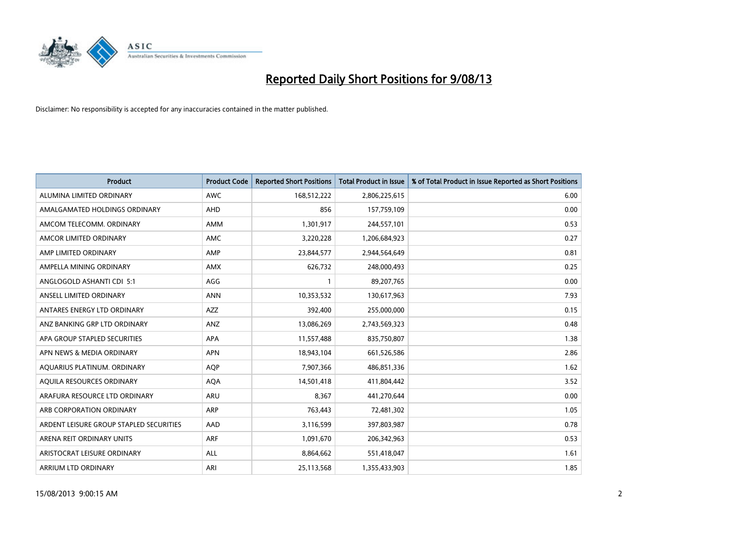# Reported Daily Short Positions for 9/08/13

Disclaimer: No responsibility is accepted for any inaccuracies contained in the matter published.

| Product | Product Code | Reported Short Positions | Total Product in Issue | % of Total Product in Issue Reported as Short Positions |
|---|---|---|---|---|
| ALUMINA LIMITED ORDINARY | AWC | 168,512,222 | 2,806,225,615 | 6.00 |
| AMALGAMATED HOLDINGS ORDINARY | AHD | 856 | 157,759,109 | 0.00 |
| AMCOM TELECOMM. ORDINARY | AMM | 1,301,917 | 244,557,101 | 0.53 |
| AMCOR LIMITED ORDINARY | AMC | 3,220,228 | 1,206,684,923 | 0.27 |
| AMP LIMITED ORDINARY | AMP | 23,844,577 | 2,944,564,649 | 0.81 |
| AMPELLA MINING ORDINARY | AMX | 626,732 | 248,000,493 | 0.25 |
| ANGLOGOLD ASHANTI CDI 5:1 | AGG | 1 | 89,207,765 | 0.00 |
| ANSELL LIMITED ORDINARY | ANN | 10,353,532 | 130,617,963 | 7.93 |
| ANTARES ENERGY LTD ORDINARY | AZZ | 392,400 | 255,000,000 | 0.15 |
| ANZ BANKING GRP LTD ORDINARY | ANZ | 13,086,269 | 2,743,569,323 | 0.48 |
| APA GROUP STAPLED SECURITIES | APA | 11,557,488 | 835,750,807 | 1.38 |
| APN NEWS & MEDIA ORDINARY | APN | 18,943,104 | 661,526,586 | 2.86 |
| AQUARIUS PLATINUM. ORDINARY | AQP | 7,907,366 | 486,851,336 | 1.62 |
| AQUILA RESOURCES ORDINARY | AQA | 14,501,418 | 411,804,442 | 3.52 |
| ARAFURA RESOURCE LTD ORDINARY | ARU | 8,367 | 441,270,644 | 0.00 |
| ARB CORPORATION ORDINARY | ARP | 763,443 | 72,481,302 | 1.05 |
| ARDENT LEISURE GROUP STAPLED SECURITIES | AAD | 3,116,599 | 397,803,987 | 0.78 |
| ARENA REIT ORDINARY UNITS | ARF | 1,091,670 | 206,342,963 | 0.53 |
| ARISTOCRAT LEISURE ORDINARY | ALL | 8,864,662 | 551,418,047 | 1.61 |
| ARRIUM LTD ORDINARY | ARI | 25,113,568 | 1,355,433,903 | 1.85 |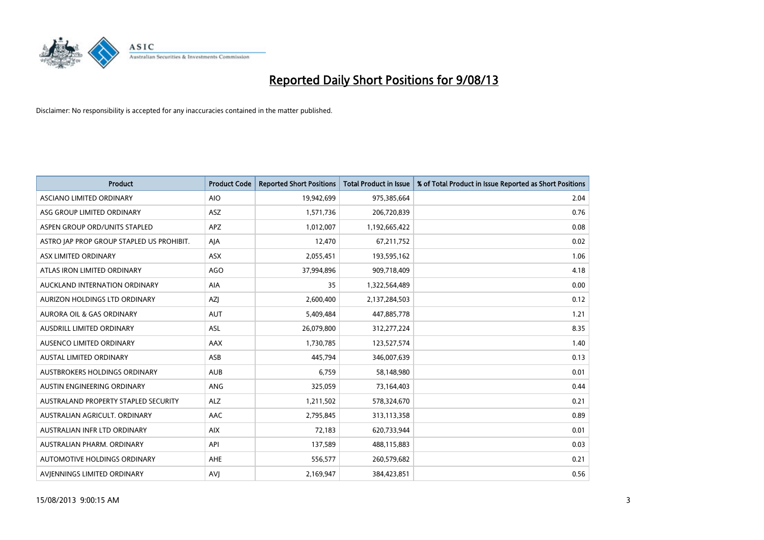# Reported Daily Short Positions for 9/08/13

Disclaimer: No responsibility is accepted for any inaccuracies contained in the matter published.

| Product | Product Code | Reported Short Positions | Total Product in Issue | % of Total Product in Issue Reported as Short Positions |
|---|---|---|---|---|
| ASCIANO LIMITED ORDINARY | AIO | 19,942,699 | 975,385,664 | 2.04 |
| ASG GROUP LIMITED ORDINARY | ASZ | 1,571,736 | 206,720,839 | 0.76 |
| ASPEN GROUP ORD/UNITS STAPLED | APZ | 1,012,007 | 1,192,665,422 | 0.08 |
| ASTRO JAP PROP GROUP STAPLED US PROHIBIT. | AJA | 12,470 | 67,211,752 | 0.02 |
| ASX LIMITED ORDINARY | ASX | 2,055,451 | 193,595,162 | 1.06 |
| ATLAS IRON LIMITED ORDINARY | AGO | 37,994,896 | 909,718,409 | 4.18 |
| AUCKLAND INTERNATION ORDINARY | AIA | 35 | 1,322,564,489 | 0.00 |
| AURIZON HOLDINGS LTD ORDINARY | AZJ | 2,600,400 | 2,137,284,503 | 0.12 |
| AURORA OIL & GAS ORDINARY | AUT | 5,409,484 | 447,885,778 | 1.21 |
| AUSDRILL LIMITED ORDINARY | ASL | 26,079,800 | 312,277,224 | 8.35 |
| AUSENCO LIMITED ORDINARY | AAX | 1,730,785 | 123,527,574 | 1.40 |
| AUSTAL LIMITED ORDINARY | ASB | 445,794 | 346,007,639 | 0.13 |
| AUSTBROKERS HOLDINGS ORDINARY | AUB | 6,759 | 58,148,980 | 0.01 |
| AUSTIN ENGINEERING ORDINARY | ANG | 325,059 | 73,164,403 | 0.44 |
| AUSTRALAND PROPERTY STAPLED SECURITY | ALZ | 1,211,502 | 578,324,670 | 0.21 |
| AUSTRALIAN AGRICULT. ORDINARY | AAC | 2,795,845 | 313,113,358 | 0.89 |
| AUSTRALIAN INFR LTD ORDINARY | AIX | 72,183 | 620,733,944 | 0.01 |
| AUSTRALIAN PHARM. ORDINARY | API | 137,589 | 488,115,883 | 0.03 |
| AUTOMOTIVE HOLDINGS ORDINARY | AHE | 556,577 | 260,579,682 | 0.21 |
| AVJENNINGS LIMITED ORDINARY | AVJ | 2,169,947 | 384,423,851 | 0.56 |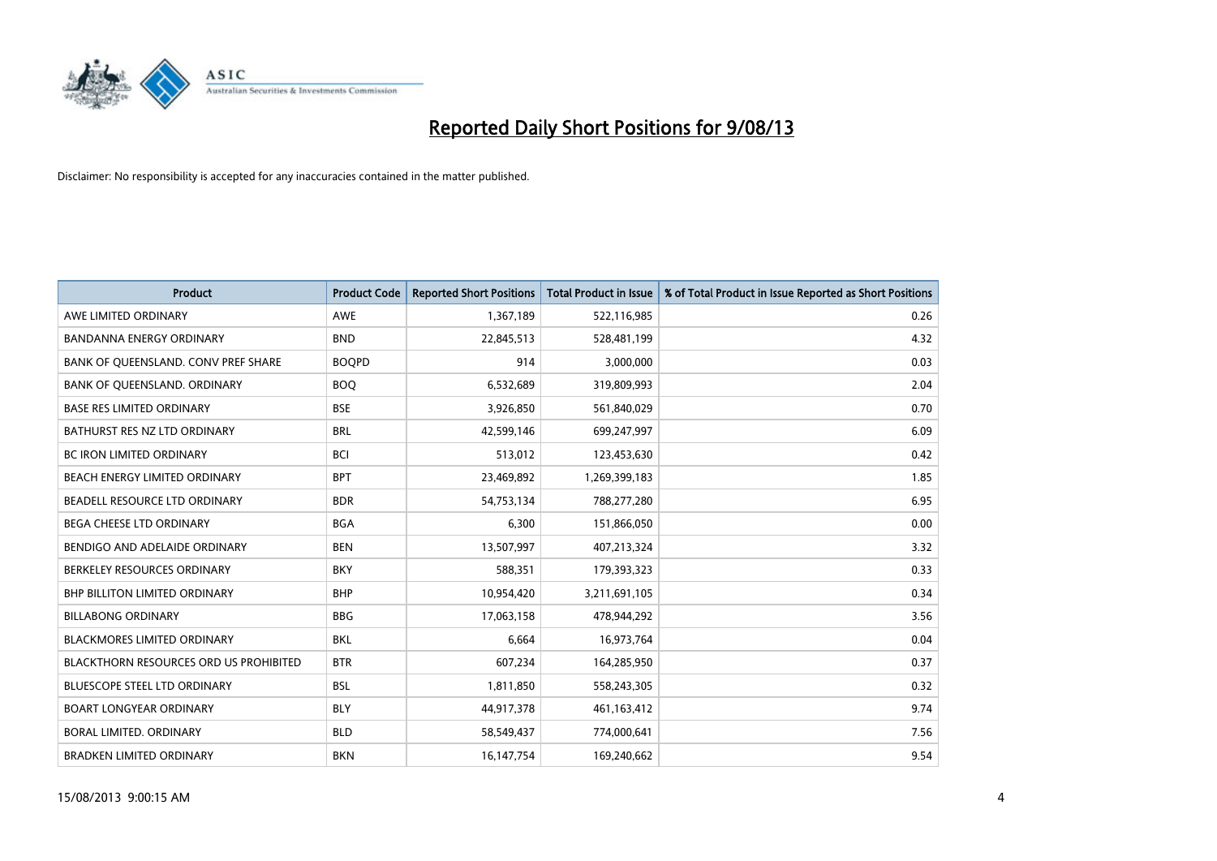# Reported Daily Short Positions for 9/08/13

Disclaimer: No responsibility is accepted for any inaccuracies contained in the matter published.

| Product | Product Code | Reported Short Positions | Total Product in Issue | % of Total Product in Issue Reported as Short Positions |
|---|---|---|---|---|
| AWE LIMITED ORDINARY | AWE | 1,367,189 | 522,116,985 | 0.26 |
| BANDANNA ENERGY ORDINARY | BND | 22,845,513 | 528,481,199 | 4.32 |
| BANK OF QUEENSLAND. CONV PREF SHARE | BOQPD | 914 | 3,000,000 | 0.03 |
| BANK OF QUEENSLAND. ORDINARY | BOQ | 6,532,689 | 319,809,993 | 2.04 |
| BASE RES LIMITED ORDINARY | BSE | 3,926,850 | 561,840,029 | 0.70 |
| BATHURST RES NZ LTD ORDINARY | BRL | 42,599,146 | 699,247,997 | 6.09 |
| BC IRON LIMITED ORDINARY | BCI | 513,012 | 123,453,630 | 0.42 |
| BEACH ENERGY LIMITED ORDINARY | BPT | 23,469,892 | 1,269,399,183 | 1.85 |
| BEADELL RESOURCE LTD ORDINARY | BDR | 54,753,134 | 788,277,280 | 6.95 |
| BEGA CHEESE LTD ORDINARY | BGA | 6,300 | 151,866,050 | 0.00 |
| BENDIGO AND ADELAIDE ORDINARY | BEN | 13,507,997 | 407,213,324 | 3.32 |
| BERKELEY RESOURCES ORDINARY | BKY | 588,351 | 179,393,323 | 0.33 |
| BHP BILLITON LIMITED ORDINARY | BHP | 10,954,420 | 3,211,691,105 | 0.34 |
| BILLABONG ORDINARY | BBG | 17,063,158 | 478,944,292 | 3.56 |
| BLACKMORES LIMITED ORDINARY | BKL | 6,664 | 16,973,764 | 0.04 |
| BLACKTHORN RESOURCES ORD US PROHIBITED | BTR | 607,234 | 164,285,950 | 0.37 |
| BLUESCOPE STEEL LTD ORDINARY | BSL | 1,811,850 | 558,243,305 | 0.32 |
| BOART LONGYEAR ORDINARY | BLY | 44,917,378 | 461,163,412 | 9.74 |
| BORAL LIMITED. ORDINARY | BLD | 58,549,437 | 774,000,641 | 7.56 |
| BRADKEN LIMITED ORDINARY | BKN | 16,147,754 | 169,240,662 | 9.54 |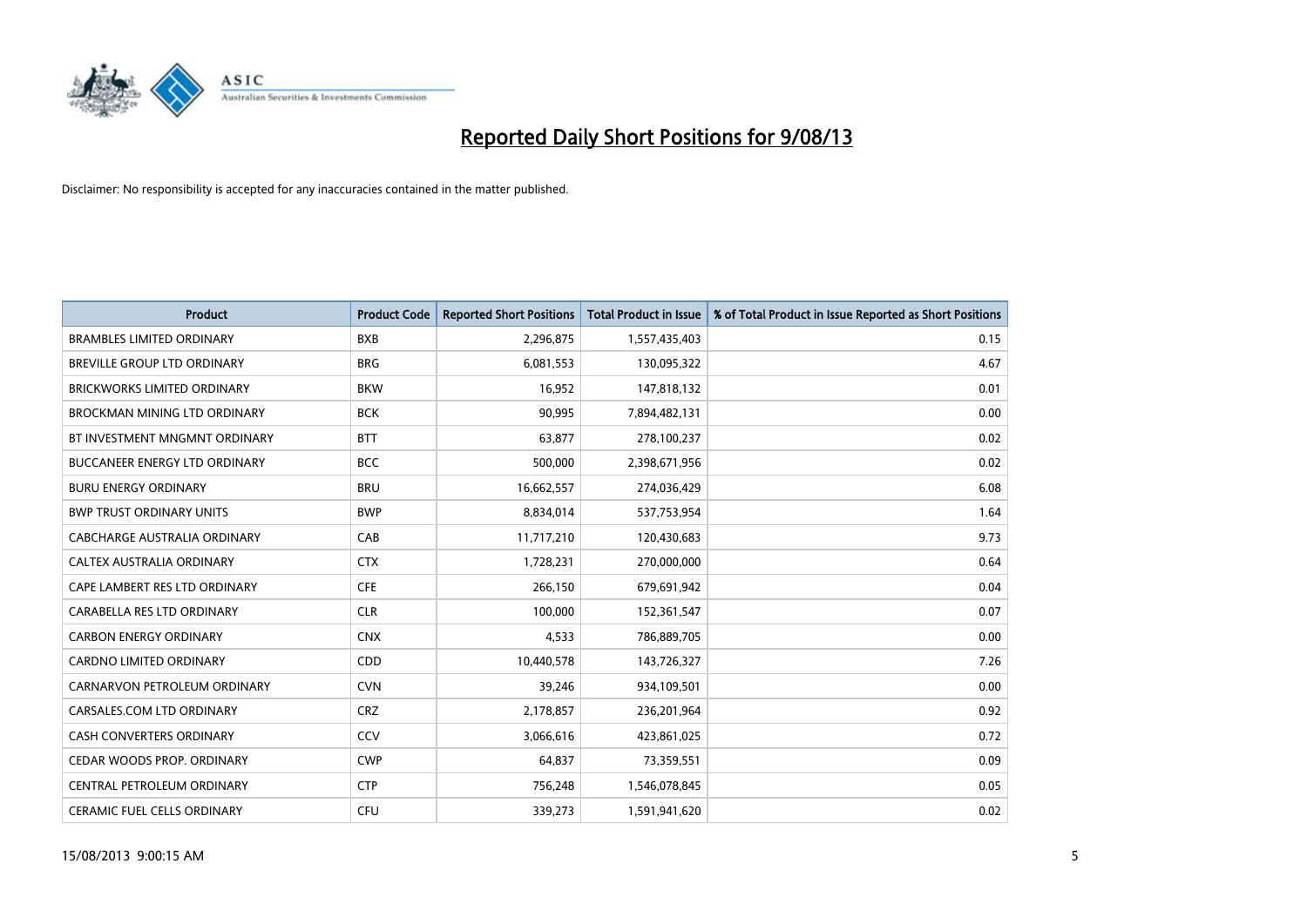# Reported Daily Short Positions for 9/08/13

Disclaimer: No responsibility is accepted for any inaccuracies contained in the matter published.

| Product | Product Code | Reported Short Positions | Total Product in Issue | % of Total Product in Issue Reported as Short Positions |
|---|---|---|---|---|
| BRAMBLES LIMITED ORDINARY | BXB | 2,296,875 | 1,557,435,403 | 0.15 |
| BREVILLE GROUP LTD ORDINARY | BRG | 6,081,553 | 130,095,322 | 4.67 |
| BRICKWORKS LIMITED ORDINARY | BKW | 16,952 | 147,818,132 | 0.01 |
| BROCKMAN MINING LTD ORDINARY | BCK | 90,995 | 7,894,482,131 | 0.00 |
| BT INVESTMENT MNGMNT ORDINARY | BTT | 63,877 | 278,100,237 | 0.02 |
| BUCCANEER ENERGY LTD ORDINARY | BCC | 500,000 | 2,398,671,956 | 0.02 |
| BURU ENERGY ORDINARY | BRU | 16,662,557 | 274,036,429 | 6.08 |
| BWP TRUST ORDINARY UNITS | BWP | 8,834,014 | 537,753,954 | 1.64 |
| CABCHARGE AUSTRALIA ORDINARY | CAB | 11,717,210 | 120,430,683 | 9.73 |
| CALTEX AUSTRALIA ORDINARY | CTX | 1,728,231 | 270,000,000 | 0.64 |
| CAPE LAMBERT RES LTD ORDINARY | CFE | 266,150 | 679,691,942 | 0.04 |
| CARABELLA RES LTD ORDINARY | CLR | 100,000 | 152,361,547 | 0.07 |
| CARBON ENERGY ORDINARY | CNX | 4,533 | 786,889,705 | 0.00 |
| CARDNO LIMITED ORDINARY | CDD | 10,440,578 | 143,726,327 | 7.26 |
| CARNARVON PETROLEUM ORDINARY | CVN | 39,246 | 934,109,501 | 0.00 |
| CARSALES.COM LTD ORDINARY | CRZ | 2,178,857 | 236,201,964 | 0.92 |
| CASH CONVERTERS ORDINARY | CCV | 3,066,616 | 423,861,025 | 0.72 |
| CEDAR WOODS PROP. ORDINARY | CWP | 64,837 | 73,359,551 | 0.09 |
| CENTRAL PETROLEUM ORDINARY | CTP | 756,248 | 1,546,078,845 | 0.05 |
| CERAMIC FUEL CELLS ORDINARY | CFU | 339,273 | 1,591,941,620 | 0.02 |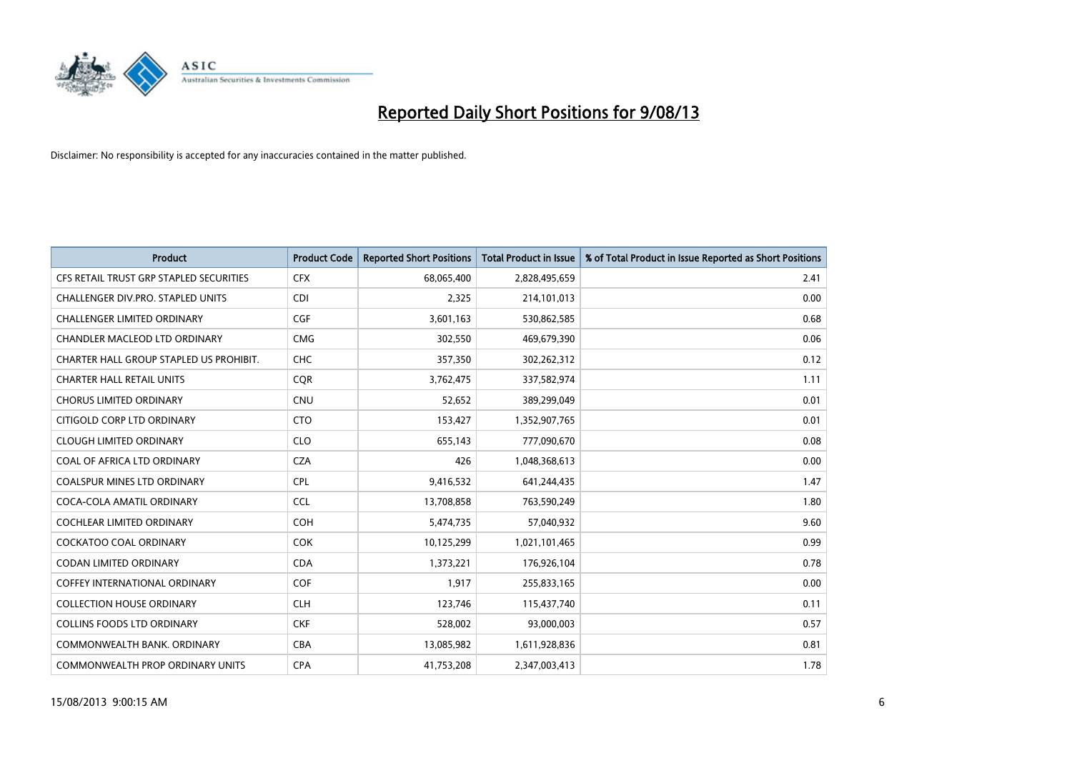# Reported Daily Short Positions for 9/08/13

Disclaimer: No responsibility is accepted for any inaccuracies contained in the matter published.

| Product | Product Code | Reported Short Positions | Total Product in Issue | % of Total Product in Issue Reported as Short Positions |
|---|---|---|---|---|
| CFS RETAIL TRUST GRP STAPLED SECURITIES | CFX | 68,065,400 | 2,828,495,659 | 2.41 |
| CHALLENGER DIV.PRO. STAPLED UNITS | CDI | 2,325 | 214,101,013 | 0.00 |
| CHALLENGER LIMITED ORDINARY | CGF | 3,601,163 | 530,862,585 | 0.68 |
| CHANDLER MACLEOD LTD ORDINARY | CMG | 302,550 | 469,679,390 | 0.06 |
| CHARTER HALL GROUP STAPLED US PROHIBIT. | CHC | 357,350 | 302,262,312 | 0.12 |
| CHARTER HALL RETAIL UNITS | CQR | 3,762,475 | 337,582,974 | 1.11 |
| CHORUS LIMITED ORDINARY | CNU | 52,652 | 389,299,049 | 0.01 |
| CITIGOLD CORP LTD ORDINARY | CTO | 153,427 | 1,352,907,765 | 0.01 |
| CLOUGH LIMITED ORDINARY | CLO | 655,143 | 777,090,670 | 0.08 |
| COAL OF AFRICA LTD ORDINARY | CZA | 426 | 1,048,368,613 | 0.00 |
| COALSPUR MINES LTD ORDINARY | CPL | 9,416,532 | 641,244,435 | 1.47 |
| COCA-COLA AMATIL ORDINARY | CCL | 13,708,858 | 763,590,249 | 1.80 |
| COCHLEAR LIMITED ORDINARY | COH | 5,474,735 | 57,040,932 | 9.60 |
| COCKATOO COAL ORDINARY | COK | 10,125,299 | 1,021,101,465 | 0.99 |
| CODAN LIMITED ORDINARY | CDA | 1,373,221 | 176,926,104 | 0.78 |
| COFFEY INTERNATIONAL ORDINARY | COF | 1,917 | 255,833,165 | 0.00 |
| COLLECTION HOUSE ORDINARY | CLH | 123,746 | 115,437,740 | 0.11 |
| COLLINS FOODS LTD ORDINARY | CKF | 528,002 | 93,000,003 | 0.57 |
| COMMONWEALTH BANK. ORDINARY | CBA | 13,085,982 | 1,611,928,836 | 0.81 |
| COMMONWEALTH PROP ORDINARY UNITS | CPA | 41,753,208 | 2,347,003,413 | 1.78 |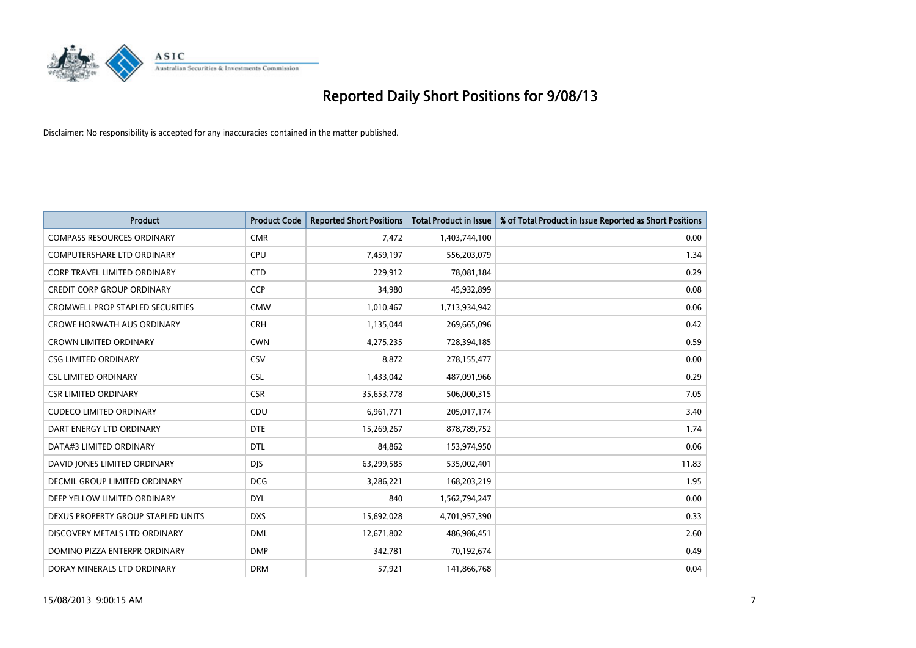# Reported Daily Short Positions for 9/08/13

Disclaimer: No responsibility is accepted for any inaccuracies contained in the matter published.

| Product | Product Code | Reported Short Positions | Total Product in Issue | % of Total Product in Issue Reported as Short Positions |
| --- | --- | --- | --- | --- |
| COMPASS RESOURCES ORDINARY | CMR | 7,472 | 1,403,744,100 | 0.00 |
| COMPUTERSHARE LTD ORDINARY | CPU | 7,459,197 | 556,203,079 | 1.34 |
| CORP TRAVEL LIMITED ORDINARY | CTD | 229,912 | 78,081,184 | 0.29 |
| CREDIT CORP GROUP ORDINARY | CCP | 34,980 | 45,932,899 | 0.08 |
| CROMWELL PROP STAPLED SECURITIES | CMW | 1,010,467 | 1,713,934,942 | 0.06 |
| CROWE HORWATH AUS ORDINARY | CRH | 1,135,044 | 269,665,096 | 0.42 |
| CROWN LIMITED ORDINARY | CWN | 4,275,235 | 728,394,185 | 0.59 |
| CSG LIMITED ORDINARY | CSV | 8,872 | 278,155,477 | 0.00 |
| CSL LIMITED ORDINARY | CSL | 1,433,042 | 487,091,966 | 0.29 |
| CSR LIMITED ORDINARY | CSR | 35,653,778 | 506,000,315 | 7.05 |
| CUDECO LIMITED ORDINARY | CDU | 6,961,771 | 205,017,174 | 3.40 |
| DART ENERGY LTD ORDINARY | DTE | 15,269,267 | 878,789,752 | 1.74 |
| DATA#3 LIMITED ORDINARY | DTL | 84,862 | 153,974,950 | 0.06 |
| DAVID JONES LIMITED ORDINARY | DJS | 63,299,585 | 535,002,401 | 11.83 |
| DECMIL GROUP LIMITED ORDINARY | DCG | 3,286,221 | 168,203,219 | 1.95 |
| DEEP YELLOW LIMITED ORDINARY | DYL | 840 | 1,562,794,247 | 0.00 |
| DEXUS PROPERTY GROUP STAPLED UNITS | DXS | 15,692,028 | 4,701,957,390 | 0.33 |
| DISCOVERY METALS LTD ORDINARY | DML | 12,671,802 | 486,986,451 | 2.60 |
| DOMINO PIZZA ENTERPR ORDINARY | DMP | 342,781 | 70,192,674 | 0.49 |
| DORAY MINERALS LTD ORDINARY | DRM | 57,921 | 141,866,768 | 0.04 |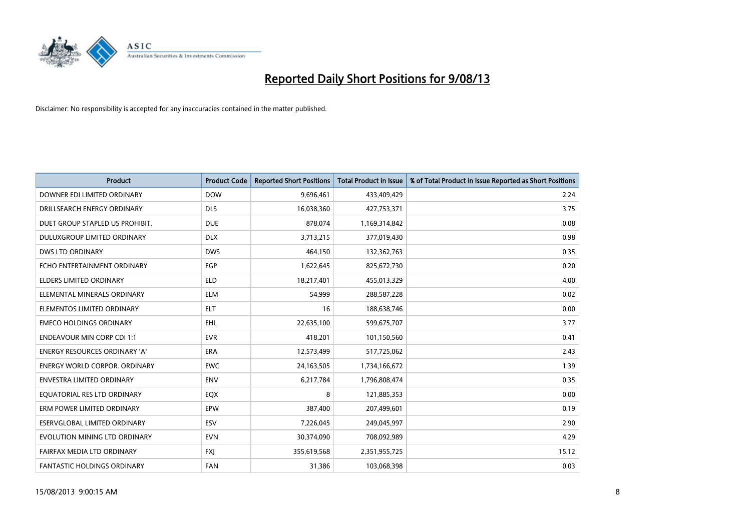# Reported Daily Short Positions for 9/08/13

Disclaimer: No responsibility is accepted for any inaccuracies contained in the matter published.

| Product | Product Code | Reported Short Positions | Total Product in Issue | % of Total Product in Issue Reported as Short Positions |
|---|---|---|---|---|
| DOWNER EDI LIMITED ORDINARY | DOW | 9,696,461 | 433,409,429 | 2.24 |
| DRILLSEARCH ENERGY ORDINARY | DLS | 16,038,360 | 427,753,371 | 3.75 |
| DUET GROUP STAPLED US PROHIBIT. | DUE | 878,074 | 1,169,314,842 | 0.08 |
| DULUXGROUP LIMITED ORDINARY | DLX | 3,713,215 | 377,019,430 | 0.98 |
| DWS LTD ORDINARY | DWS | 464,150 | 132,362,763 | 0.35 |
| ECHO ENTERTAINMENT ORDINARY | EGP | 1,622,645 | 825,672,730 | 0.20 |
| ELDERS LIMITED ORDINARY | ELD | 18,217,401 | 455,013,329 | 4.00 |
| ELEMENTAL MINERALS ORDINARY | ELM | 54,999 | 288,587,228 | 0.02 |
| ELEMENTOS LIMITED ORDINARY | ELT | 16 | 188,638,746 | 0.00 |
| EMECO HOLDINGS ORDINARY | EHL | 22,635,100 | 599,675,707 | 3.77 |
| ENDEAVOUR MIN CORP CDI 1:1 | EVR | 418,201 | 101,150,560 | 0.41 |
| ENERGY RESOURCES ORDINARY 'A' | ERA | 12,573,499 | 517,725,062 | 2.43 |
| ENERGY WORLD CORPOR. ORDINARY | EWC | 24,163,505 | 1,734,166,672 | 1.39 |
| ENVESTRA LIMITED ORDINARY | ENV | 6,217,784 | 1,796,808,474 | 0.35 |
| EQUATORIAL RES LTD ORDINARY | EQX | 8 | 121,885,353 | 0.00 |
| ERM POWER LIMITED ORDINARY | EPW | 387,400 | 207,499,601 | 0.19 |
| ESERVGLOBAL LIMITED ORDINARY | ESV | 7,226,045 | 249,045,997 | 2.90 |
| EVOLUTION MINING LTD ORDINARY | EVN | 30,374,090 | 708,092,989 | 4.29 |
| FAIRFAX MEDIA LTD ORDINARY | FXJ | 355,619,568 | 2,351,955,725 | 15.12 |
| FANTASTIC HOLDINGS ORDINARY | FAN | 31,386 | 103,068,398 | 0.03 |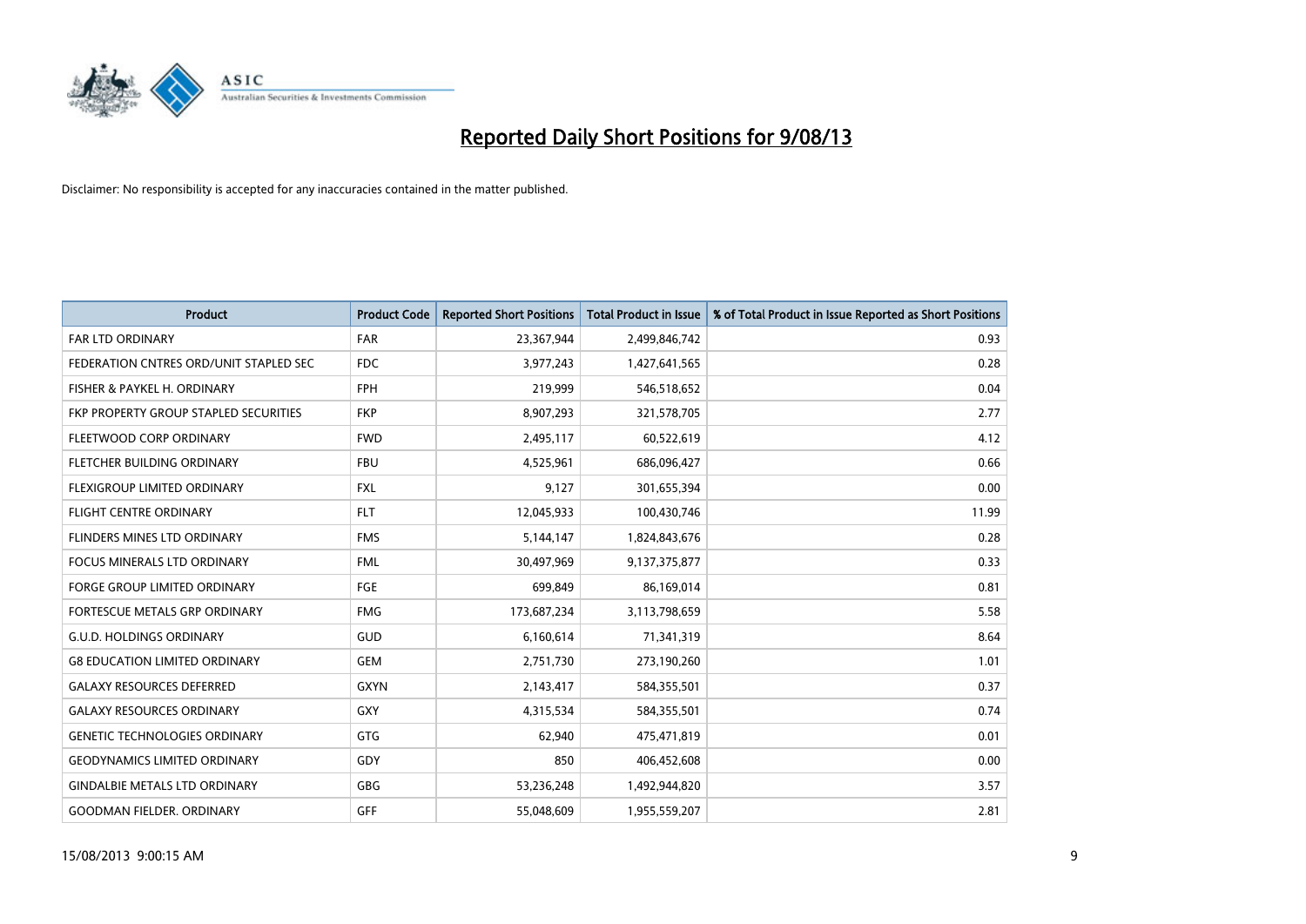# Reported Daily Short Positions for 9/08/13

Disclaimer: No responsibility is accepted for any inaccuracies contained in the matter published.

| Product | Product Code | Reported Short Positions | Total Product in Issue | % of Total Product in Issue Reported as Short Positions |
|---|---|---|---|---|
| FAR LTD ORDINARY | FAR | 23,367,944 | 2,499,846,742 | 0.93 |
| FEDERATION CNTRES ORD/UNIT STAPLED SEC | FDC | 3,977,243 | 1,427,641,565 | 0.28 |
| FISHER & PAYKEL H. ORDINARY | FPH | 219,999 | 546,518,652 | 0.04 |
| FKP PROPERTY GROUP STAPLED SECURITIES | FKP | 8,907,293 | 321,578,705 | 2.77 |
| FLEETWOOD CORP ORDINARY | FWD | 2,495,117 | 60,522,619 | 4.12 |
| FLETCHER BUILDING ORDINARY | FBU | 4,525,961 | 686,096,427 | 0.66 |
| FLEXIGROUP LIMITED ORDINARY | FXL | 9,127 | 301,655,394 | 0.00 |
| FLIGHT CENTRE ORDINARY | FLT | 12,045,933 | 100,430,746 | 11.99 |
| FLINDERS MINES LTD ORDINARY | FMS | 5,144,147 | 1,824,843,676 | 0.28 |
| FOCUS MINERALS LTD ORDINARY | FML | 30,497,969 | 9,137,375,877 | 0.33 |
| FORGE GROUP LIMITED ORDINARY | FGE | 699,849 | 86,169,014 | 0.81 |
| FORTESCUE METALS GRP ORDINARY | FMG | 173,687,234 | 3,113,798,659 | 5.58 |
| G.U.D. HOLDINGS ORDINARY | GUD | 6,160,614 | 71,341,319 | 8.64 |
| G8 EDUCATION LIMITED ORDINARY | GEM | 2,751,730 | 273,190,260 | 1.01 |
| GALAXY RESOURCES DEFERRED | GXYN | 2,143,417 | 584,355,501 | 0.37 |
| GALAXY RESOURCES ORDINARY | GXY | 4,315,534 | 584,355,501 | 0.74 |
| GENETIC TECHNOLOGIES ORDINARY | GTG | 62,940 | 475,471,819 | 0.01 |
| GEODYNAMICS LIMITED ORDINARY | GDY | 850 | 406,452,608 | 0.00 |
| GINDALBIE METALS LTD ORDINARY | GBG | 53,236,248 | 1,492,944,820 | 3.57 |
| GOODMAN FIELDER. ORDINARY | GFF | 55,048,609 | 1,955,559,207 | 2.81 |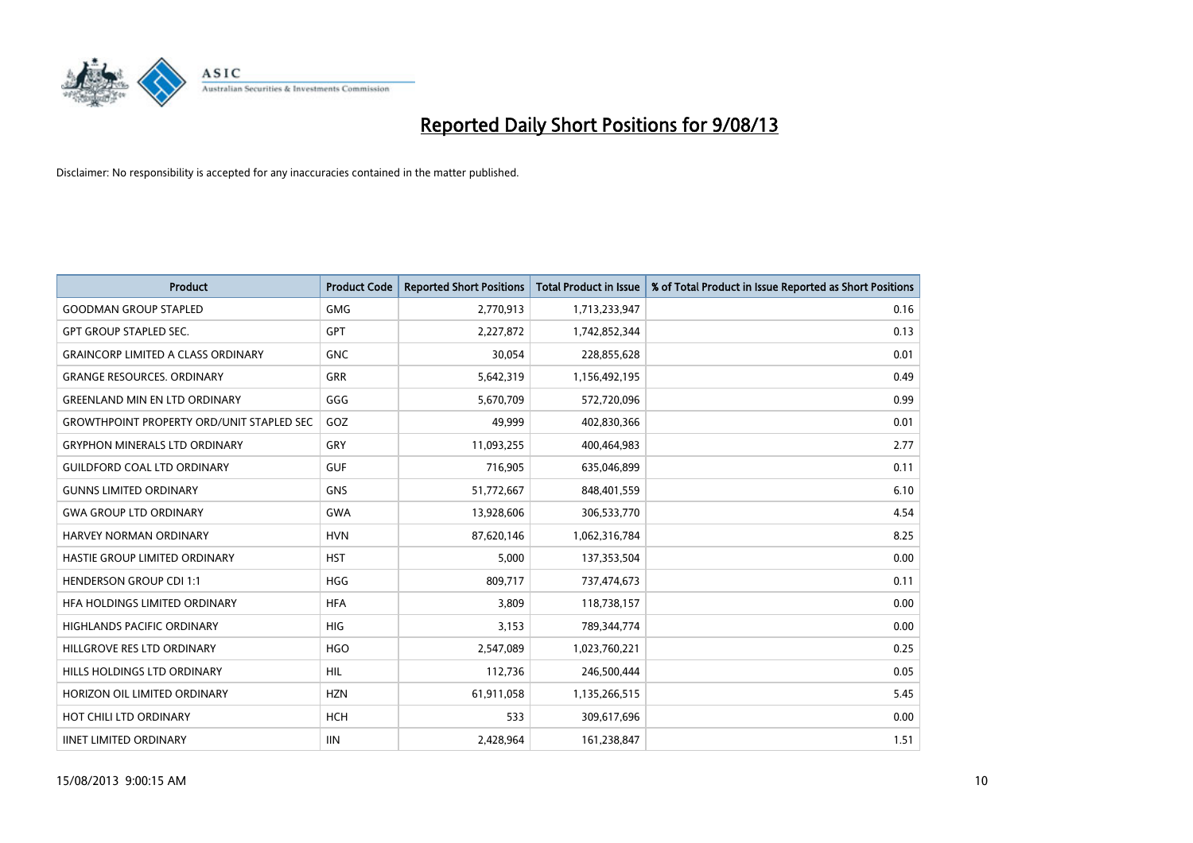# Reported Daily Short Positions for 9/08/13

Disclaimer: No responsibility is accepted for any inaccuracies contained in the matter published.

| Product | Product Code | Reported Short Positions | Total Product in Issue | % of Total Product in Issue Reported as Short Positions |
|---|---|---|---|---|
| GOODMAN GROUP STAPLED | GMG | 2,770,913 | 1,713,233,947 | 0.16 |
| GPT GROUP STAPLED SEC. | GPT | 2,227,872 | 1,742,852,344 | 0.13 |
| GRAINCORP LIMITED A CLASS ORDINARY | GNC | 30,054 | 228,855,628 | 0.01 |
| GRANGE RESOURCES. ORDINARY | GRR | 5,642,319 | 1,156,492,195 | 0.49 |
| GREENLAND MIN EN LTD ORDINARY | GGG | 5,670,709 | 572,720,096 | 0.99 |
| GROWTHPOINT PROPERTY ORD/UNIT STAPLED SEC | GOZ | 49,999 | 402,830,366 | 0.01 |
| GRYPHON MINERALS LTD ORDINARY | GRY | 11,093,255 | 400,464,983 | 2.77 |
| GUILDFORD COAL LTD ORDINARY | GUF | 716,905 | 635,046,899 | 0.11 |
| GUNNS LIMITED ORDINARY | GNS | 51,772,667 | 848,401,559 | 6.10 |
| GWA GROUP LTD ORDINARY | GWA | 13,928,606 | 306,533,770 | 4.54 |
| HARVEY NORMAN ORDINARY | HVN | 87,620,146 | 1,062,316,784 | 8.25 |
| HASTIE GROUP LIMITED ORDINARY | HST | 5,000 | 137,353,504 | 0.00 |
| HENDERSON GROUP CDI 1:1 | HGG | 809,717 | 737,474,673 | 0.11 |
| HFA HOLDINGS LIMITED ORDINARY | HFA | 3,809 | 118,738,157 | 0.00 |
| HIGHLANDS PACIFIC ORDINARY | HIG | 3,153 | 789,344,774 | 0.00 |
| HILLGROVE RES LTD ORDINARY | HGO | 2,547,089 | 1,023,760,221 | 0.25 |
| HILLS HOLDINGS LTD ORDINARY | HIL | 112,736 | 246,500,444 | 0.05 |
| HORIZON OIL LIMITED ORDINARY | HZN | 61,911,058 | 1,135,266,515 | 5.45 |
| HOT CHILI LTD ORDINARY | HCH | 533 | 309,617,696 | 0.00 |
| IINET LIMITED ORDINARY | IIN | 2,428,964 | 161,238,847 | 1.51 |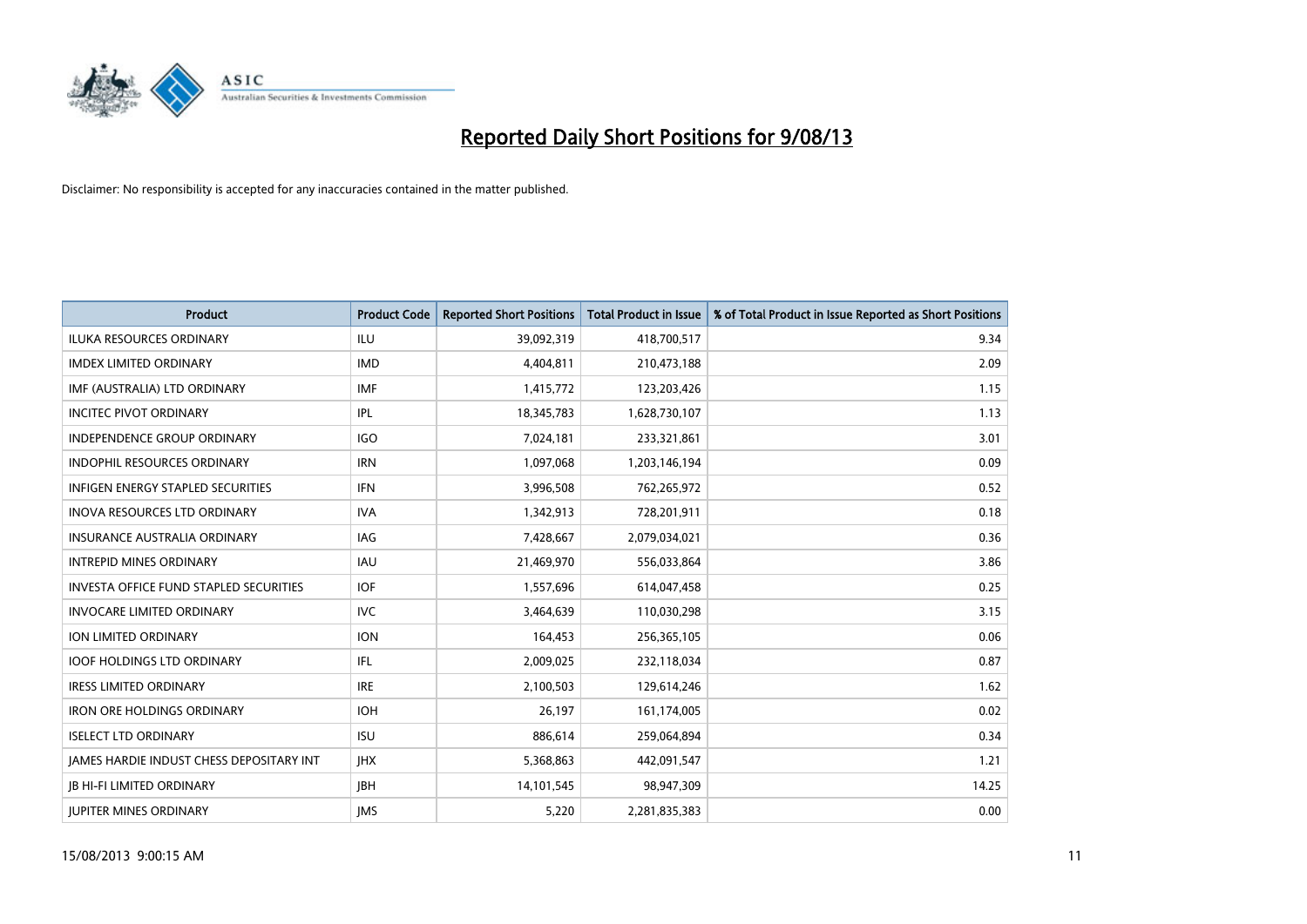# Reported Daily Short Positions for 9/08/13

Disclaimer: No responsibility is accepted for any inaccuracies contained in the matter published.

| Product | Product Code | Reported Short Positions | Total Product in Issue | % of Total Product in Issue Reported as Short Positions |
|---|---|---|---|---|
| ILUKA RESOURCES ORDINARY | ILU | 39,092,319 | 418,700,517 | 9.34 |
| IMDEX LIMITED ORDINARY | IMD | 4,404,811 | 210,473,188 | 2.09 |
| IMF (AUSTRALIA) LTD ORDINARY | IMF | 1,415,772 | 123,203,426 | 1.15 |
| INCITEC PIVOT ORDINARY | IPL | 18,345,783 | 1,628,730,107 | 1.13 |
| INDEPENDENCE GROUP ORDINARY | IGO | 7,024,181 | 233,321,861 | 3.01 |
| INDOPHIL RESOURCES ORDINARY | IRN | 1,097,068 | 1,203,146,194 | 0.09 |
| INFIGEN ENERGY STAPLED SECURITIES | IFN | 3,996,508 | 762,265,972 | 0.52 |
| INOVA RESOURCES LTD ORDINARY | IVA | 1,342,913 | 728,201,911 | 0.18 |
| INSURANCE AUSTRALIA ORDINARY | IAG | 7,428,667 | 2,079,034,021 | 0.36 |
| INTREPID MINES ORDINARY | IAU | 21,469,970 | 556,033,864 | 3.86 |
| INVESTA OFFICE FUND STAPLED SECURITIES | IOF | 1,557,696 | 614,047,458 | 0.25 |
| INVOCARE LIMITED ORDINARY | IVC | 3,464,639 | 110,030,298 | 3.15 |
| ION LIMITED ORDINARY | ION | 164,453 | 256,365,105 | 0.06 |
| IOOF HOLDINGS LTD ORDINARY | IFL | 2,009,025 | 232,118,034 | 0.87 |
| IRESS LIMITED ORDINARY | IRE | 2,100,503 | 129,614,246 | 1.62 |
| IRON ORE HOLDINGS ORDINARY | IOH | 26,197 | 161,174,005 | 0.02 |
| ISELECT LTD ORDINARY | ISU | 886,614 | 259,064,894 | 0.34 |
| JAMES HARDIE INDUST CHESS DEPOSITARY INT | JHX | 5,368,863 | 442,091,547 | 1.21 |
| JB HI-FI LIMITED ORDINARY | JBH | 14,101,545 | 98,947,309 | 14.25 |
| JUPITER MINES ORDINARY | JMS | 5,220 | 2,281,835,383 | 0.00 |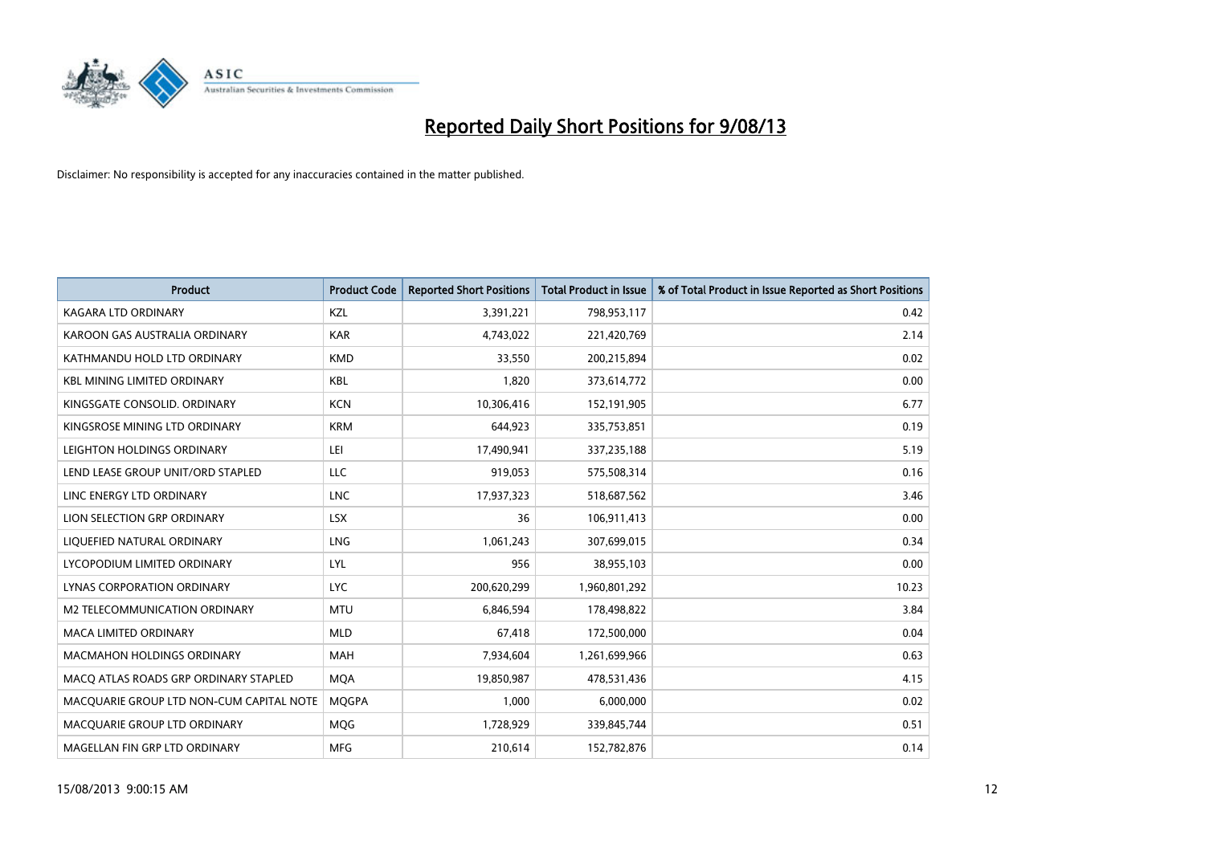# Reported Daily Short Positions for 9/08/13

Disclaimer: No responsibility is accepted for any inaccuracies contained in the matter published.

| Product | Product Code | Reported Short Positions | Total Product in Issue | % of Total Product in Issue Reported as Short Positions |
|---|---|---|---|---|
| KAGARA LTD ORDINARY | KZL | 3,391,221 | 798,953,117 | 0.42 |
| KAROON GAS AUSTRALIA ORDINARY | KAR | 4,743,022 | 221,420,769 | 2.14 |
| KATHMANDU HOLD LTD ORDINARY | KMD | 33,550 | 200,215,894 | 0.02 |
| KBL MINING LIMITED ORDINARY | KBL | 1,820 | 373,614,772 | 0.00 |
| KINGSGATE CONSOLID. ORDINARY | KCN | 10,306,416 | 152,191,905 | 6.77 |
| KINGSROSE MINING LTD ORDINARY | KRM | 644,923 | 335,753,851 | 0.19 |
| LEIGHTON HOLDINGS ORDINARY | LEI | 17,490,941 | 337,235,188 | 5.19 |
| LEND LEASE GROUP UNIT/ORD STAPLED | LLC | 919,053 | 575,508,314 | 0.16 |
| LINC ENERGY LTD ORDINARY | LNC | 17,937,323 | 518,687,562 | 3.46 |
| LION SELECTION GRP ORDINARY | LSX | 36 | 106,911,413 | 0.00 |
| LIQUEFIED NATURAL ORDINARY | LNG | 1,061,243 | 307,699,015 | 0.34 |
| LYCOPODIUM LIMITED ORDINARY | LYL | 956 | 38,955,103 | 0.00 |
| LYNAS CORPORATION ORDINARY | LYC | 200,620,299 | 1,960,801,292 | 10.23 |
| M2 TELECOMMUNICATION ORDINARY | MTU | 6,846,594 | 178,498,822 | 3.84 |
| MACA LIMITED ORDINARY | MLD | 67,418 | 172,500,000 | 0.04 |
| MACMAHON HOLDINGS ORDINARY | MAH | 7,934,604 | 1,261,699,966 | 0.63 |
| MACQ ATLAS ROADS GRP ORDINARY STAPLED | MQA | 19,850,987 | 478,531,436 | 4.15 |
| MACQUARIE GROUP LTD NON-CUM CAPITAL NOTE | MQGPA | 1,000 | 6,000,000 | 0.02 |
| MACQUARIE GROUP LTD ORDINARY | MQG | 1,728,929 | 339,845,744 | 0.51 |
| MAGELLAN FIN GRP LTD ORDINARY | MFG | 210,614 | 152,782,876 | 0.14 |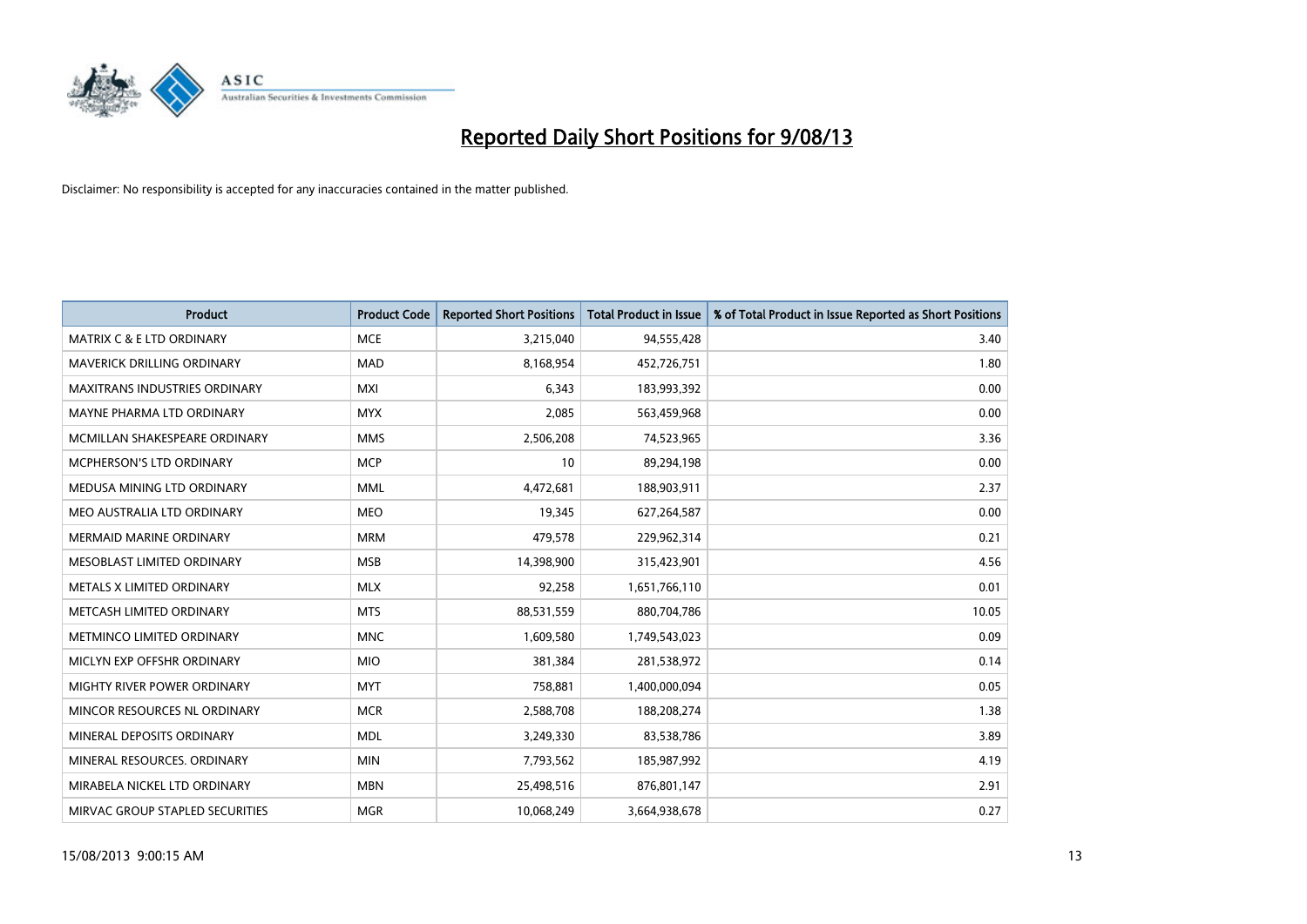# Reported Daily Short Positions for 9/08/13

Disclaimer: No responsibility is accepted for any inaccuracies contained in the matter published.

| Product | Product Code | Reported Short Positions | Total Product in Issue | % of Total Product in Issue Reported as Short Positions |
|---|---|---|---|---|
| MATRIX C & E LTD ORDINARY | MCE | 3,215,040 | 94,555,428 | 3.40 |
| MAVERICK DRILLING ORDINARY | MAD | 8,168,954 | 452,726,751 | 1.80 |
| MAXITRANS INDUSTRIES ORDINARY | MXI | 6,343 | 183,993,392 | 0.00 |
| MAYNE PHARMA LTD ORDINARY | MYX | 2,085 | 563,459,968 | 0.00 |
| MCMILLAN SHAKESPEARE ORDINARY | MMS | 2,506,208 | 74,523,965 | 3.36 |
| MCPHERSON'S LTD ORDINARY | MCP | 10 | 89,294,198 | 0.00 |
| MEDUSA MINING LTD ORDINARY | MML | 4,472,681 | 188,903,911 | 2.37 |
| MEO AUSTRALIA LTD ORDINARY | MEO | 19,345 | 627,264,587 | 0.00 |
| MERMAID MARINE ORDINARY | MRM | 479,578 | 229,962,314 | 0.21 |
| MESOBLAST LIMITED ORDINARY | MSB | 14,398,900 | 315,423,901 | 4.56 |
| METALS X LIMITED ORDINARY | MLX | 92,258 | 1,651,766,110 | 0.01 |
| METCASH LIMITED ORDINARY | MTS | 88,531,559 | 880,704,786 | 10.05 |
| METMINCO LIMITED ORDINARY | MNC | 1,609,580 | 1,749,543,023 | 0.09 |
| MICLYN EXP OFFSHR ORDINARY | MIO | 381,384 | 281,538,972 | 0.14 |
| MIGHTY RIVER POWER ORDINARY | MYT | 758,881 | 1,400,000,094 | 0.05 |
| MINCOR RESOURCES NL ORDINARY | MCR | 2,588,708 | 188,208,274 | 1.38 |
| MINERAL DEPOSITS ORDINARY | MDL | 3,249,330 | 83,538,786 | 3.89 |
| MINERAL RESOURCES. ORDINARY | MIN | 7,793,562 | 185,987,992 | 4.19 |
| MIRABELA NICKEL LTD ORDINARY | MBN | 25,498,516 | 876,801,147 | 2.91 |
| MIRVAC GROUP STAPLED SECURITIES | MGR | 10,068,249 | 3,664,938,678 | 0.27 |

15/08/2013 9:00:15 AM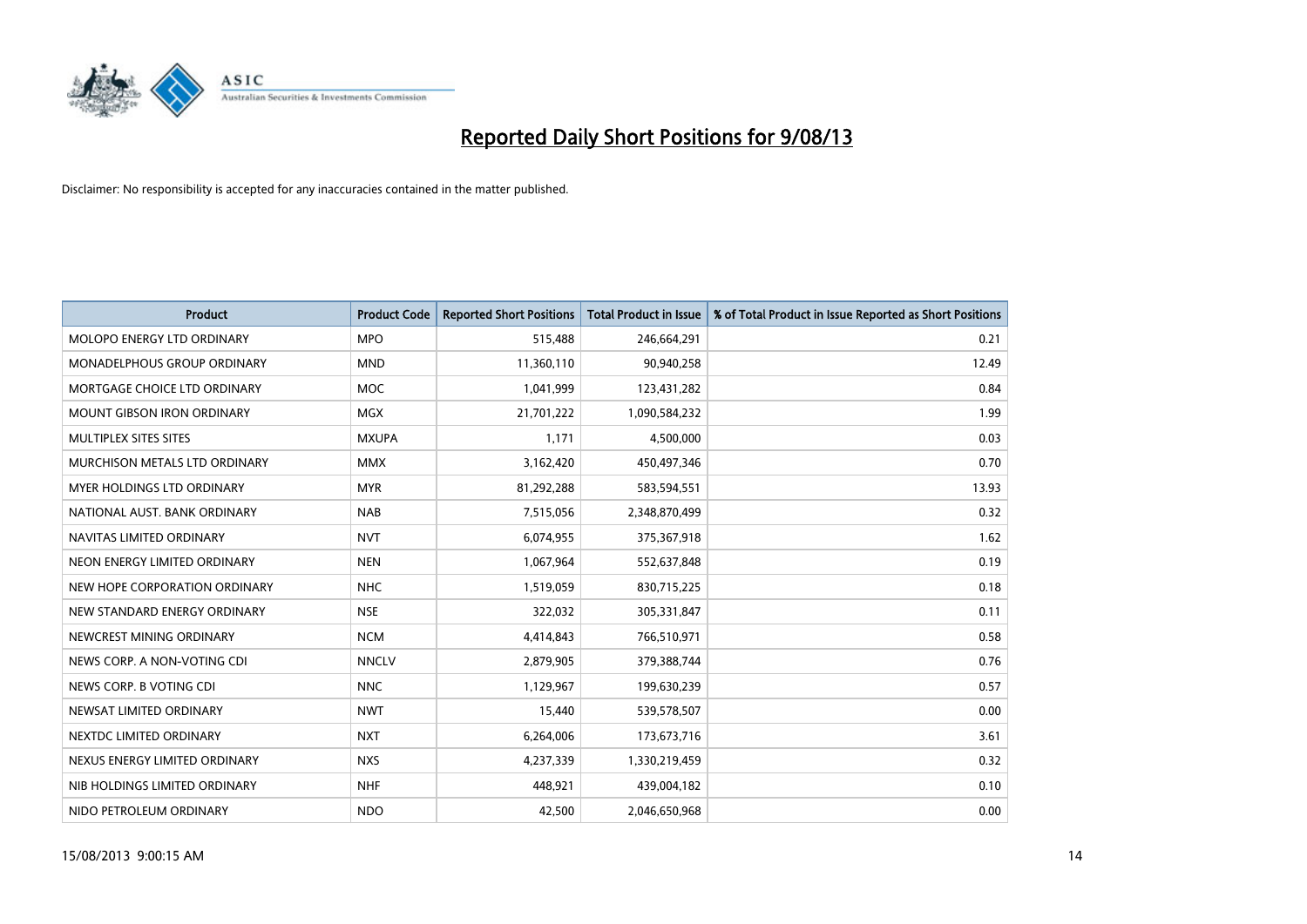# Reported Daily Short Positions for 9/08/13

Disclaimer: No responsibility is accepted for any inaccuracies contained in the matter published.

| Product | Product Code | Reported Short Positions | Total Product in Issue | % of Total Product in Issue Reported as Short Positions |
|---|---|---|---|---|
| MOLOPO ENERGY LTD ORDINARY | MPO | 515,488 | 246,664,291 | 0.21 |
| MONADELPHOUS GROUP ORDINARY | MND | 11,360,110 | 90,940,258 | 12.49 |
| MORTGAGE CHOICE LTD ORDINARY | MOC | 1,041,999 | 123,431,282 | 0.84 |
| MOUNT GIBSON IRON ORDINARY | MGX | 21,701,222 | 1,090,584,232 | 1.99 |
| MULTIPLEX SITES SITES | MXUPA | 1,171 | 4,500,000 | 0.03 |
| MURCHISON METALS LTD ORDINARY | MMX | 3,162,420 | 450,497,346 | 0.70 |
| MYER HOLDINGS LTD ORDINARY | MYR | 81,292,288 | 583,594,551 | 13.93 |
| NATIONAL AUST. BANK ORDINARY | NAB | 7,515,056 | 2,348,870,499 | 0.32 |
| NAVITAS LIMITED ORDINARY | NVT | 6,074,955 | 375,367,918 | 1.62 |
| NEON ENERGY LIMITED ORDINARY | NEN | 1,067,964 | 552,637,848 | 0.19 |
| NEW HOPE CORPORATION ORDINARY | NHC | 1,519,059 | 830,715,225 | 0.18 |
| NEW STANDARD ENERGY ORDINARY | NSE | 322,032 | 305,331,847 | 0.11 |
| NEWCREST MINING ORDINARY | NCM | 4,414,843 | 766,510,971 | 0.58 |
| NEWS CORP. A NON-VOTING CDI | NNCLV | 2,879,905 | 379,388,744 | 0.76 |
| NEWS CORP. B VOTING CDI | NNC | 1,129,967 | 199,630,239 | 0.57 |
| NEWSAT LIMITED ORDINARY | NWT | 15,440 | 539,578,507 | 0.00 |
| NEXTDC LIMITED ORDINARY | NXT | 6,264,006 | 173,673,716 | 3.61 |
| NEXUS ENERGY LIMITED ORDINARY | NXS | 4,237,339 | 1,330,219,459 | 0.32 |
| NIB HOLDINGS LIMITED ORDINARY | NHF | 448,921 | 439,004,182 | 0.10 |
| NIDO PETROLEUM ORDINARY | NDO | 42,500 | 2,046,650,968 | 0.00 |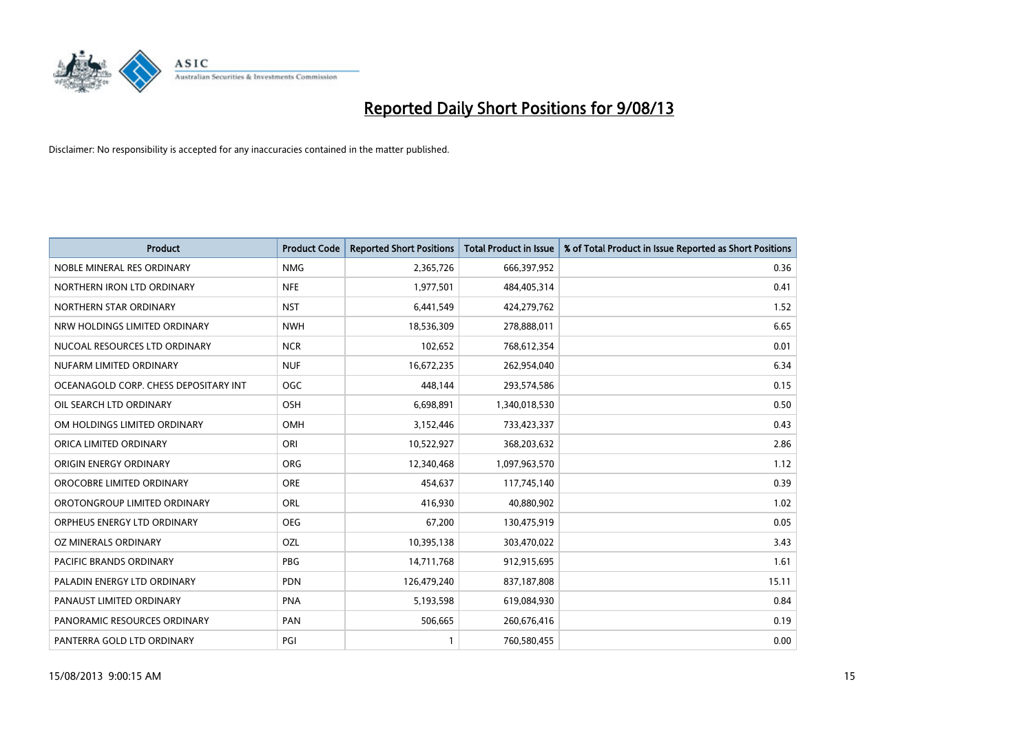# Reported Daily Short Positions for 9/08/13

Disclaimer: No responsibility is accepted for any inaccuracies contained in the matter published.

| Product | Product Code | Reported Short Positions | Total Product in Issue | % of Total Product in Issue Reported as Short Positions |
| --- | --- | --- | --- | --- |
| NOBLE MINERAL RES ORDINARY | NMG | 2,365,726 | 666,397,952 | 0.36 |
| NORTHERN IRON LTD ORDINARY | NFE | 1,977,501 | 484,405,314 | 0.41 |
| NORTHERN STAR ORDINARY | NST | 6,441,549 | 424,279,762 | 1.52 |
| NRW HOLDINGS LIMITED ORDINARY | NWH | 18,536,309 | 278,888,011 | 6.65 |
| NUCOAL RESOURCES LTD ORDINARY | NCR | 102,652 | 768,612,354 | 0.01 |
| NUFARM LIMITED ORDINARY | NUF | 16,672,235 | 262,954,040 | 6.34 |
| OCEANAGOLD CORP. CHESS DEPOSITARY INT | OGC | 448,144 | 293,574,586 | 0.15 |
| OIL SEARCH LTD ORDINARY | OSH | 6,698,891 | 1,340,018,530 | 0.50 |
| OM HOLDINGS LIMITED ORDINARY | OMH | 3,152,446 | 733,423,337 | 0.43 |
| ORICA LIMITED ORDINARY | ORI | 10,522,927 | 368,203,632 | 2.86 |
| ORIGIN ENERGY ORDINARY | ORG | 12,340,468 | 1,097,963,570 | 1.12 |
| OROCOBRE LIMITED ORDINARY | ORE | 454,637 | 117,745,140 | 0.39 |
| OROTONGROUP LIMITED ORDINARY | ORL | 416,930 | 40,880,902 | 1.02 |
| ORPHEUS ENERGY LTD ORDINARY | OEG | 67,200 | 130,475,919 | 0.05 |
| OZ MINERALS ORDINARY | OZL | 10,395,138 | 303,470,022 | 3.43 |
| PACIFIC BRANDS ORDINARY | PBG | 14,711,768 | 912,915,695 | 1.61 |
| PALADIN ENERGY LTD ORDINARY | PDN | 126,479,240 | 837,187,808 | 15.11 |
| PANAUST LIMITED ORDINARY | PNA | 5,193,598 | 619,084,930 | 0.84 |
| PANORAMIC RESOURCES ORDINARY | PAN | 506,665 | 260,676,416 | 0.19 |
| PANTERRA GOLD LTD ORDINARY | PGI | 1 | 760,580,455 | 0.00 |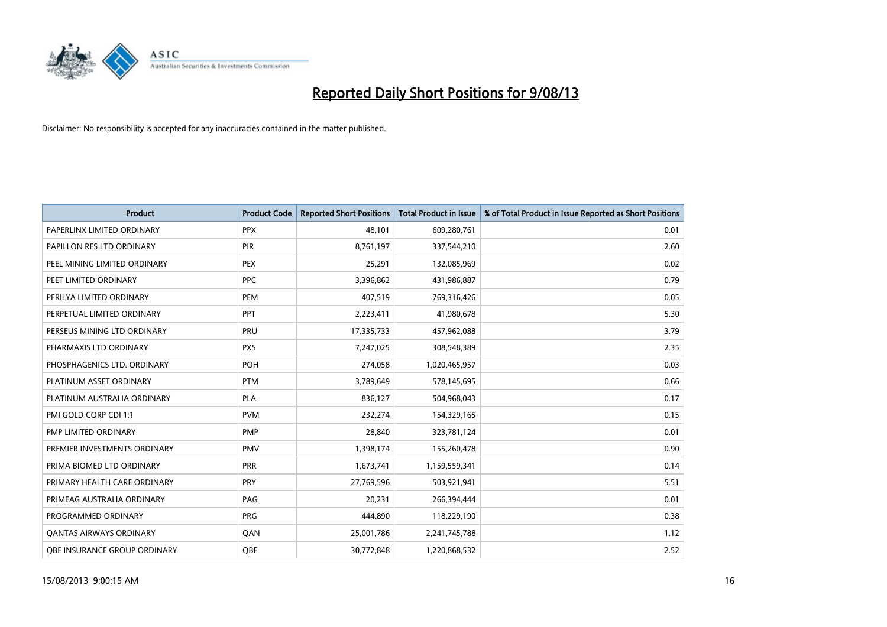# Reported Daily Short Positions for 9/08/13

Disclaimer: No responsibility is accepted for any inaccuracies contained in the matter published.

| Product | Product Code | Reported Short Positions | Total Product in Issue | % of Total Product in Issue Reported as Short Positions |
|---|---|---|---|---|
| PAPERLINX LIMITED ORDINARY | PPX | 48,101 | 609,280,761 | 0.01 |
| PAPILLON RES LTD ORDINARY | PIR | 8,761,197 | 337,544,210 | 2.60 |
| PEEL MINING LIMITED ORDINARY | PEX | 25,291 | 132,085,969 | 0.02 |
| PEET LIMITED ORDINARY | PPC | 3,396,862 | 431,986,887 | 0.79 |
| PERILYA LIMITED ORDINARY | PEM | 407,519 | 769,316,426 | 0.05 |
| PERPETUAL LIMITED ORDINARY | PPT | 2,223,411 | 41,980,678 | 5.30 |
| PERSEUS MINING LTD ORDINARY | PRU | 17,335,733 | 457,962,088 | 3.79 |
| PHARMAXIS LTD ORDINARY | PXS | 7,247,025 | 308,548,389 | 2.35 |
| PHOSPHAGENICS LTD. ORDINARY | POH | 274,058 | 1,020,465,957 | 0.03 |
| PLATINUM ASSET ORDINARY | PTM | 3,789,649 | 578,145,695 | 0.66 |
| PLATINUM AUSTRALIA ORDINARY | PLA | 836,127 | 504,968,043 | 0.17 |
| PMI GOLD CORP CDI 1:1 | PVM | 232,274 | 154,329,165 | 0.15 |
| PMP LIMITED ORDINARY | PMP | 28,840 | 323,781,124 | 0.01 |
| PREMIER INVESTMENTS ORDINARY | PMV | 1,398,174 | 155,260,478 | 0.90 |
| PRIMA BIOMED LTD ORDINARY | PRR | 1,673,741 | 1,159,559,341 | 0.14 |
| PRIMARY HEALTH CARE ORDINARY | PRY | 27,769,596 | 503,921,941 | 5.51 |
| PRIMEAG AUSTRALIA ORDINARY | PAG | 20,231 | 266,394,444 | 0.01 |
| PROGRAMMED ORDINARY | PRG | 444,890 | 118,229,190 | 0.38 |
| QANTAS AIRWAYS ORDINARY | QAN | 25,001,786 | 2,241,745,788 | 1.12 |
| QBE INSURANCE GROUP ORDINARY | QBE | 30,772,848 | 1,220,868,532 | 2.52 |

15/08/2013 9:00:15 AM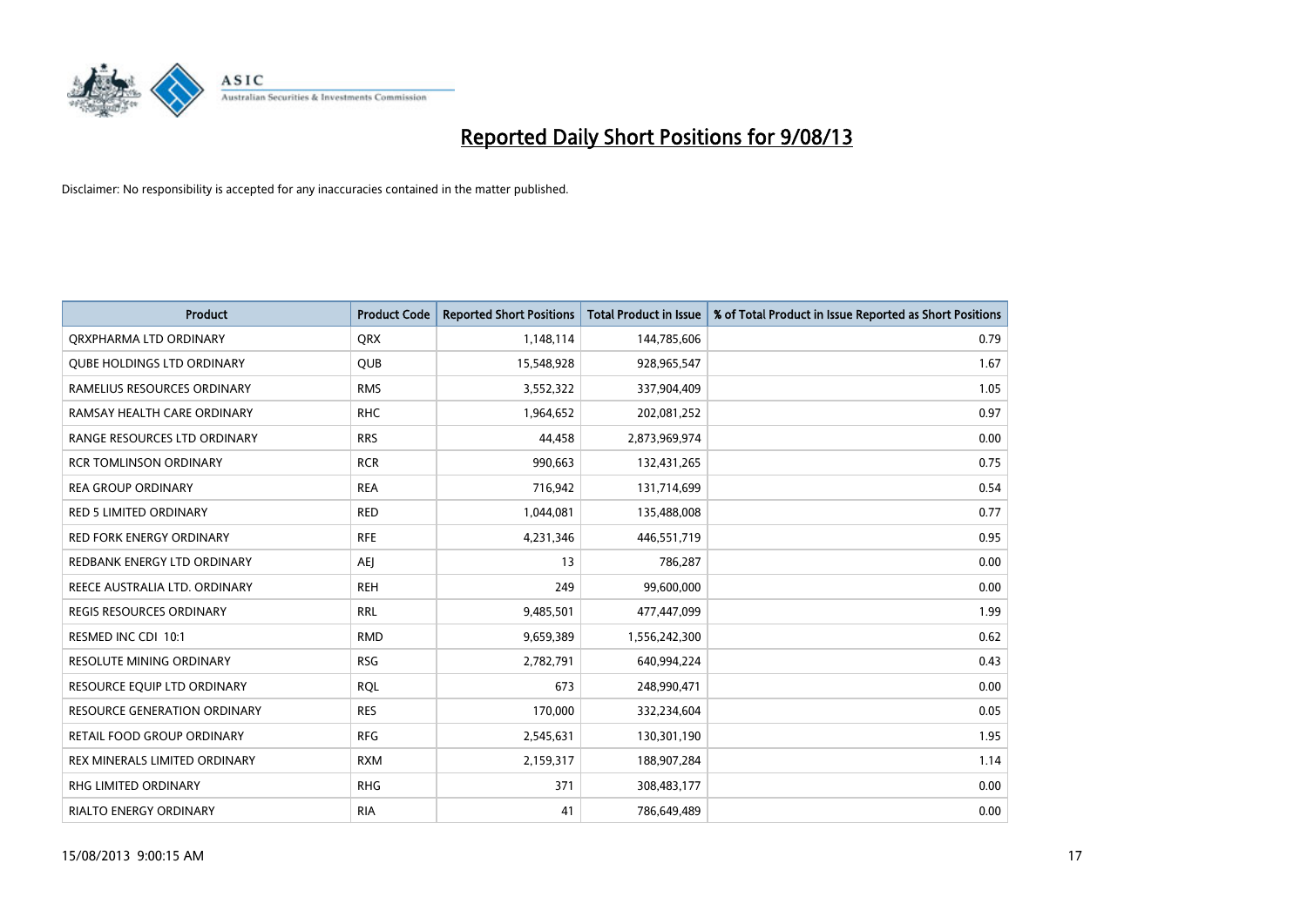# Reported Daily Short Positions for 9/08/13

Disclaimer: No responsibility is accepted for any inaccuracies contained in the matter published.

| Product | Product Code | Reported Short Positions | Total Product in Issue | % of Total Product in Issue Reported as Short Positions |
|---|---|---|---|---|
| QRXPHARMA LTD ORDINARY | QRX | 1,148,114 | 144,785,606 | 0.79 |
| QUBE HOLDINGS LTD ORDINARY | QUB | 15,548,928 | 928,965,547 | 1.67 |
| RAMELIUS RESOURCES ORDINARY | RMS | 3,552,322 | 337,904,409 | 1.05 |
| RAMSAY HEALTH CARE ORDINARY | RHC | 1,964,652 | 202,081,252 | 0.97 |
| RANGE RESOURCES LTD ORDINARY | RRS | 44,458 | 2,873,969,974 | 0.00 |
| RCR TOMLINSON ORDINARY | RCR | 990,663 | 132,431,265 | 0.75 |
| REA GROUP ORDINARY | REA | 716,942 | 131,714,699 | 0.54 |
| RED 5 LIMITED ORDINARY | RED | 1,044,081 | 135,488,008 | 0.77 |
| RED FORK ENERGY ORDINARY | RFE | 4,231,346 | 446,551,719 | 0.95 |
| REDBANK ENERGY LTD ORDINARY | AEJ | 13 | 786,287 | 0.00 |
| REECE AUSTRALIA LTD. ORDINARY | REH | 249 | 99,600,000 | 0.00 |
| REGIS RESOURCES ORDINARY | RRL | 9,485,501 | 477,447,099 | 1.99 |
| RESMED INC CDI 10:1 | RMD | 9,659,389 | 1,556,242,300 | 0.62 |
| RESOLUTE MINING ORDINARY | RSG | 2,782,791 | 640,994,224 | 0.43 |
| RESOURCE EQUIP LTD ORDINARY | RQL | 673 | 248,990,471 | 0.00 |
| RESOURCE GENERATION ORDINARY | RES | 170,000 | 332,234,604 | 0.05 |
| RETAIL FOOD GROUP ORDINARY | RFG | 2,545,631 | 130,301,190 | 1.95 |
| REX MINERALS LIMITED ORDINARY | RXM | 2,159,317 | 188,907,284 | 1.14 |
| RHG LIMITED ORDINARY | RHG | 371 | 308,483,177 | 0.00 |
| RIALTO ENERGY ORDINARY | RIA | 41 | 786,649,489 | 0.00 |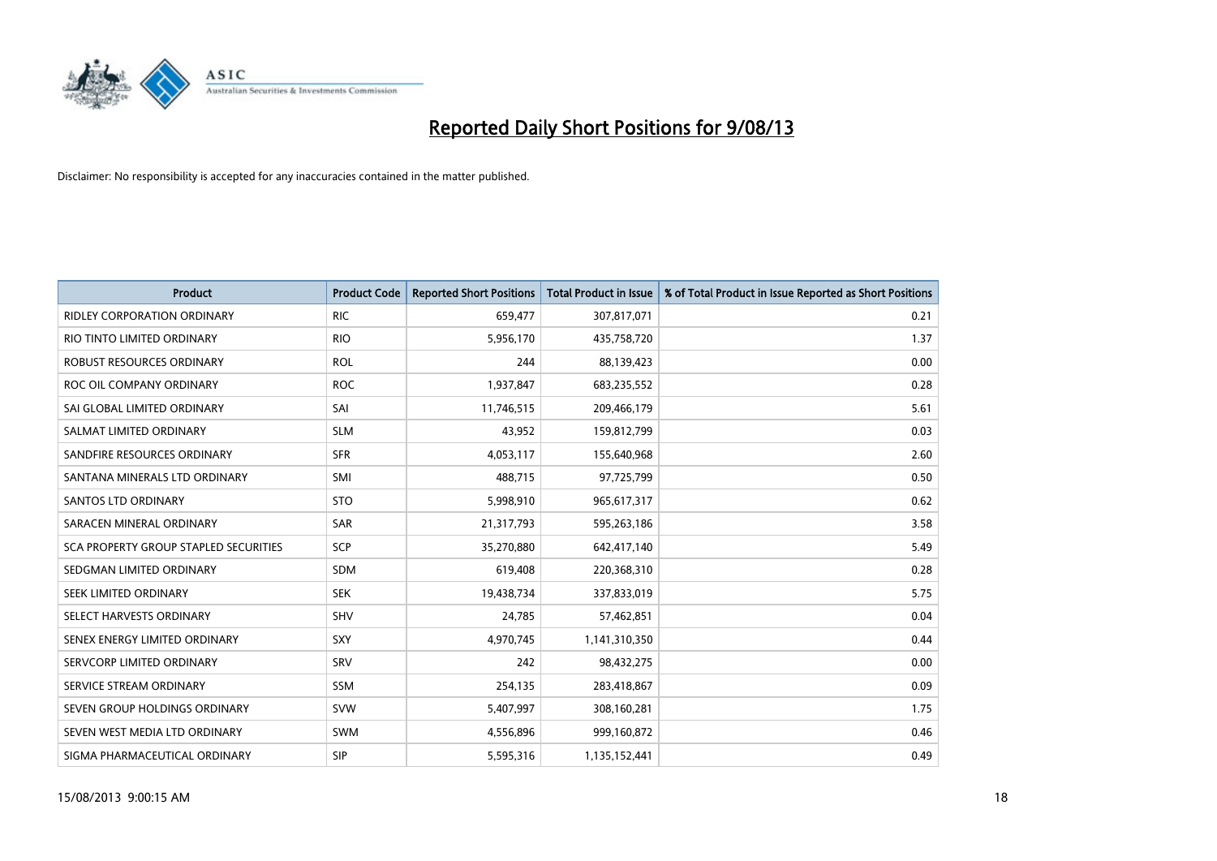# Reported Daily Short Positions for 9/08/13

Disclaimer: No responsibility is accepted for any inaccuracies contained in the matter published.

| Product | Product Code | Reported Short Positions | Total Product in Issue | % of Total Product in Issue Reported as Short Positions |
|---|---|---|---|---|
| RIDLEY CORPORATION ORDINARY | RIC | 659,477 | 307,817,071 | 0.21 |
| RIO TINTO LIMITED ORDINARY | RIO | 5,956,170 | 435,758,720 | 1.37 |
| ROBUST RESOURCES ORDINARY | ROL | 244 | 88,139,423 | 0.00 |
| ROC OIL COMPANY ORDINARY | ROC | 1,937,847 | 683,235,552 | 0.28 |
| SAI GLOBAL LIMITED ORDINARY | SAI | 11,746,515 | 209,466,179 | 5.61 |
| SALMAT LIMITED ORDINARY | SLM | 43,952 | 159,812,799 | 0.03 |
| SANDFIRE RESOURCES ORDINARY | SFR | 4,053,117 | 155,640,968 | 2.60 |
| SANTANA MINERALS LTD ORDINARY | SMI | 488,715 | 97,725,799 | 0.50 |
| SANTOS LTD ORDINARY | STO | 5,998,910 | 965,617,317 | 0.62 |
| SARACEN MINERAL ORDINARY | SAR | 21,317,793 | 595,263,186 | 3.58 |
| SCA PROPERTY GROUP STAPLED SECURITIES | SCP | 35,270,880 | 642,417,140 | 5.49 |
| SEDGMAN LIMITED ORDINARY | SDM | 619,408 | 220,368,310 | 0.28 |
| SEEK LIMITED ORDINARY | SEK | 19,438,734 | 337,833,019 | 5.75 |
| SELECT HARVESTS ORDINARY | SHV | 24,785 | 57,462,851 | 0.04 |
| SENEX ENERGY LIMITED ORDINARY | SXY | 4,970,745 | 1,141,310,350 | 0.44 |
| SERVCORP LIMITED ORDINARY | SRV | 242 | 98,432,275 | 0.00 |
| SERVICE STREAM ORDINARY | SSM | 254,135 | 283,418,867 | 0.09 |
| SEVEN GROUP HOLDINGS ORDINARY | SVW | 5,407,997 | 308,160,281 | 1.75 |
| SEVEN WEST MEDIA LTD ORDINARY | SWM | 4,556,896 | 999,160,872 | 0.46 |
| SIGMA PHARMACEUTICAL ORDINARY | SIP | 5,595,316 | 1,135,152,441 | 0.49 |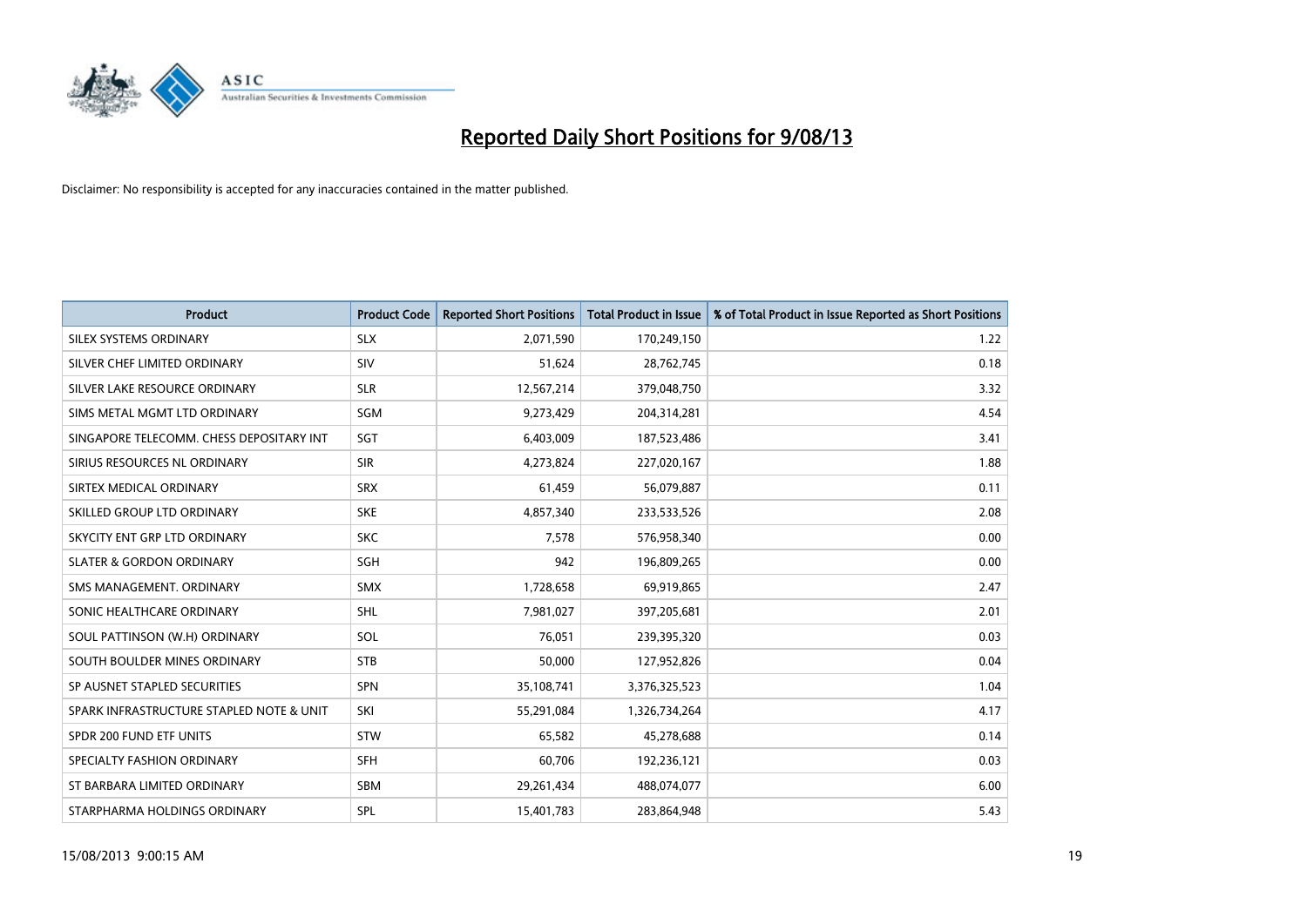# Reported Daily Short Positions for 9/08/13

Disclaimer: No responsibility is accepted for any inaccuracies contained in the matter published.

| Product | Product Code | Reported Short Positions | Total Product in Issue | % of Total Product in Issue Reported as Short Positions |
|---|---|---|---|---|
| SILEX SYSTEMS ORDINARY | SLX | 2,071,590 | 170,249,150 | 1.22 |
| SILVER CHEF LIMITED ORDINARY | SIV | 51,624 | 28,762,745 | 0.18 |
| SILVER LAKE RESOURCE ORDINARY | SLR | 12,567,214 | 379,048,750 | 3.32 |
| SIMS METAL MGMT LTD ORDINARY | SGM | 9,273,429 | 204,314,281 | 4.54 |
| SINGAPORE TELECOMM. CHESS DEPOSITARY INT | SGT | 6,403,009 | 187,523,486 | 3.41 |
| SIRIUS RESOURCES NL ORDINARY | SIR | 4,273,824 | 227,020,167 | 1.88 |
| SIRTEX MEDICAL ORDINARY | SRX | 61,459 | 56,079,887 | 0.11 |
| SKILLED GROUP LTD ORDINARY | SKE | 4,857,340 | 233,533,526 | 2.08 |
| SKYCITY ENT GRP LTD ORDINARY | SKC | 7,578 | 576,958,340 | 0.00 |
| SLATER & GORDON ORDINARY | SGH | 942 | 196,809,265 | 0.00 |
| SMS MANAGEMENT. ORDINARY | SMX | 1,728,658 | 69,919,865 | 2.47 |
| SONIC HEALTHCARE ORDINARY | SHL | 7,981,027 | 397,205,681 | 2.01 |
| SOUL PATTINSON (W.H) ORDINARY | SOL | 76,051 | 239,395,320 | 0.03 |
| SOUTH BOULDER MINES ORDINARY | STB | 50,000 | 127,952,826 | 0.04 |
| SP AUSNET STAPLED SECURITIES | SPN | 35,108,741 | 3,376,325,523 | 1.04 |
| SPARK INFRASTRUCTURE STAPLED NOTE & UNIT | SKI | 55,291,084 | 1,326,734,264 | 4.17 |
| SPDR 200 FUND ETF UNITS | STW | 65,582 | 45,278,688 | 0.14 |
| SPECIALTY FASHION ORDINARY | SFH | 60,706 | 192,236,121 | 0.03 |
| ST BARBARA LIMITED ORDINARY | SBM | 29,261,434 | 488,074,077 | 6.00 |
| STARPHARMA HOLDINGS ORDINARY | SPL | 15,401,783 | 283,864,948 | 5.43 |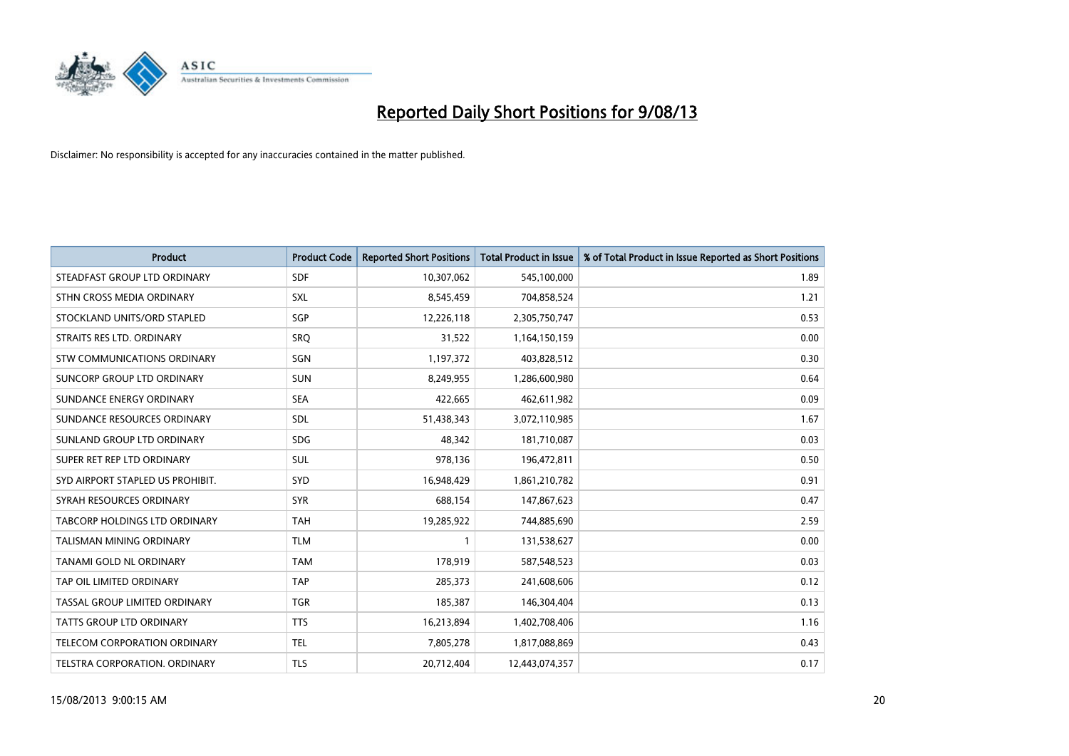# Reported Daily Short Positions for 9/08/13

Disclaimer: No responsibility is accepted for any inaccuracies contained in the matter published.

| Product | Product Code | Reported Short Positions | Total Product in Issue | % of Total Product in Issue Reported as Short Positions |
|---|---|---|---|---|
| STEADFAST GROUP LTD ORDINARY | SDF | 10,307,062 | 545,100,000 | 1.89 |
| STHN CROSS MEDIA ORDINARY | SXL | 8,545,459 | 704,858,524 | 1.21 |
| STOCKLAND UNITS/ORD STAPLED | SGP | 12,226,118 | 2,305,750,747 | 0.53 |
| STRAITS RES LTD. ORDINARY | SRQ | 31,522 | 1,164,150,159 | 0.00 |
| STW COMMUNICATIONS ORDINARY | SGN | 1,197,372 | 403,828,512 | 0.30 |
| SUNCORP GROUP LTD ORDINARY | SUN | 8,249,955 | 1,286,600,980 | 0.64 |
| SUNDANCE ENERGY ORDINARY | SEA | 422,665 | 462,611,982 | 0.09 |
| SUNDANCE RESOURCES ORDINARY | SDL | 51,438,343 | 3,072,110,985 | 1.67 |
| SUNLAND GROUP LTD ORDINARY | SDG | 48,342 | 181,710,087 | 0.03 |
| SUPER RET REP LTD ORDINARY | SUL | 978,136 | 196,472,811 | 0.50 |
| SYD AIRPORT STAPLED US PROHIBIT. | SYD | 16,948,429 | 1,861,210,782 | 0.91 |
| SYRAH RESOURCES ORDINARY | SYR | 688,154 | 147,867,623 | 0.47 |
| TABCORP HOLDINGS LTD ORDINARY | TAH | 19,285,922 | 744,885,690 | 2.59 |
| TALISMAN MINING ORDINARY | TLM | 1 | 131,538,627 | 0.00 |
| TANAMI GOLD NL ORDINARY | TAM | 178,919 | 587,548,523 | 0.03 |
| TAP OIL LIMITED ORDINARY | TAP | 285,373 | 241,608,606 | 0.12 |
| TASSAL GROUP LIMITED ORDINARY | TGR | 185,387 | 146,304,404 | 0.13 |
| TATTS GROUP LTD ORDINARY | TTS | 16,213,894 | 1,402,708,406 | 1.16 |
| TELECOM CORPORATION ORDINARY | TEL | 7,805,278 | 1,817,088,869 | 0.43 |
| TELSTRA CORPORATION. ORDINARY | TLS | 20,712,404 | 12,443,074,357 | 0.17 |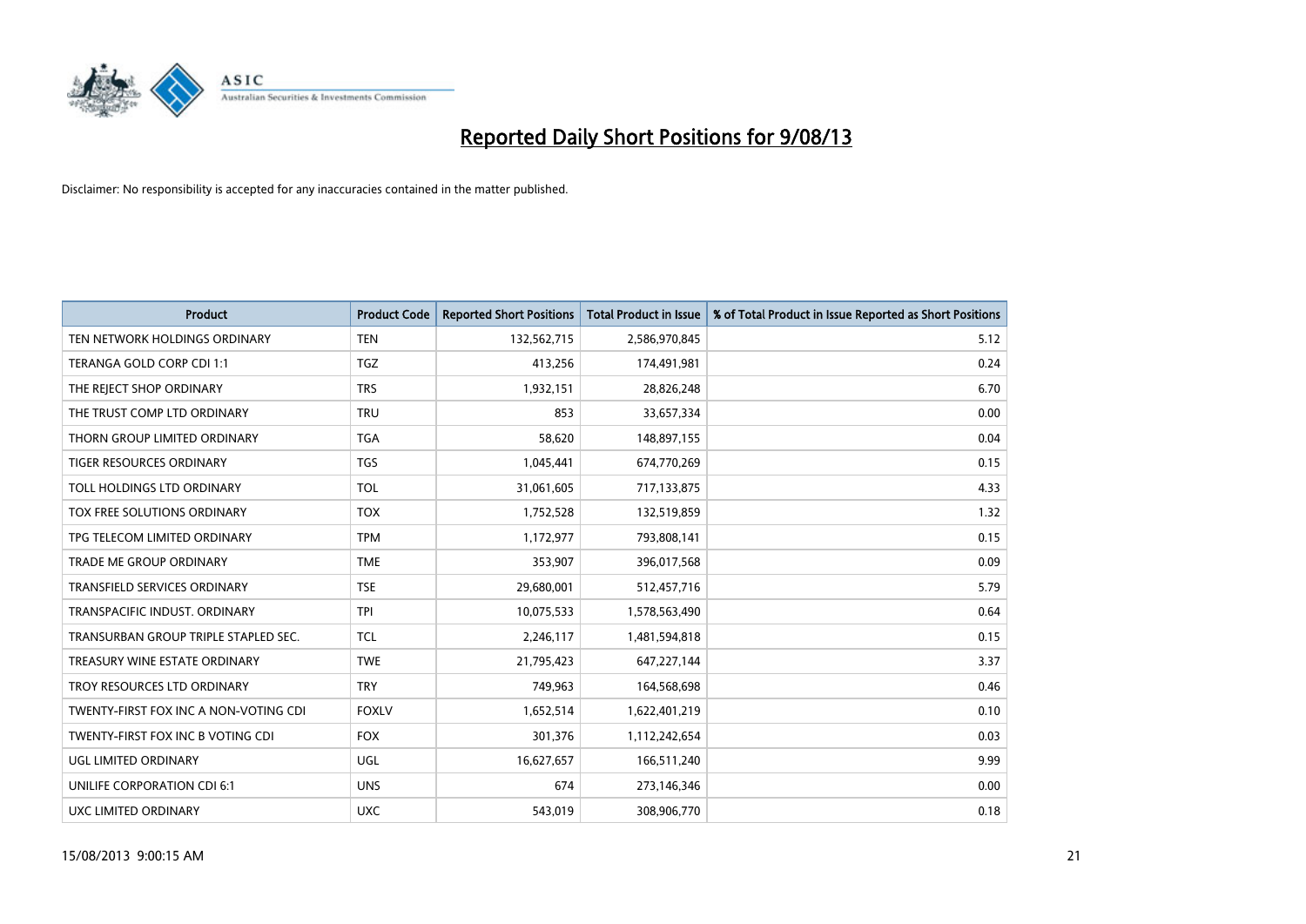# Reported Daily Short Positions for 9/08/13

Disclaimer: No responsibility is accepted for any inaccuracies contained in the matter published.

| Product | Product Code | Reported Short Positions | Total Product in Issue | % of Total Product in Issue Reported as Short Positions |
|---|---|---|---|---|
| TEN NETWORK HOLDINGS ORDINARY | TEN | 132,562,715 | 2,586,970,845 | 5.12 |
| TERANGA GOLD CORP CDI 1:1 | TGZ | 413,256 | 174,491,981 | 0.24 |
| THE REJECT SHOP ORDINARY | TRS | 1,932,151 | 28,826,248 | 6.70 |
| THE TRUST COMP LTD ORDINARY | TRU | 853 | 33,657,334 | 0.00 |
| THORN GROUP LIMITED ORDINARY | TGA | 58,620 | 148,897,155 | 0.04 |
| TIGER RESOURCES ORDINARY | TGS | 1,045,441 | 674,770,269 | 0.15 |
| TOLL HOLDINGS LTD ORDINARY | TOL | 31,061,605 | 717,133,875 | 4.33 |
| TOX FREE SOLUTIONS ORDINARY | TOX | 1,752,528 | 132,519,859 | 1.32 |
| TPG TELECOM LIMITED ORDINARY | TPM | 1,172,977 | 793,808,141 | 0.15 |
| TRADE ME GROUP ORDINARY | TME | 353,907 | 396,017,568 | 0.09 |
| TRANSFIELD SERVICES ORDINARY | TSE | 29,680,001 | 512,457,716 | 5.79 |
| TRANSPACIFIC INDUST. ORDINARY | TPI | 10,075,533 | 1,578,563,490 | 0.64 |
| TRANSURBAN GROUP TRIPLE STAPLED SEC. | TCL | 2,246,117 | 1,481,594,818 | 0.15 |
| TREASURY WINE ESTATE ORDINARY | TWE | 21,795,423 | 647,227,144 | 3.37 |
| TROY RESOURCES LTD ORDINARY | TRY | 749,963 | 164,568,698 | 0.46 |
| TWENTY-FIRST FOX INC A NON-VOTING CDI | FOXLV | 1,652,514 | 1,622,401,219 | 0.10 |
| TWENTY-FIRST FOX INC B VOTING CDI | FOX | 301,376 | 1,112,242,654 | 0.03 |
| UGL LIMITED ORDINARY | UGL | 16,627,657 | 166,511,240 | 9.99 |
| UNILIFE CORPORATION CDI 6:1 | UNS | 674 | 273,146,346 | 0.00 |
| UXC LIMITED ORDINARY | UXC | 543,019 | 308,906,770 | 0.18 |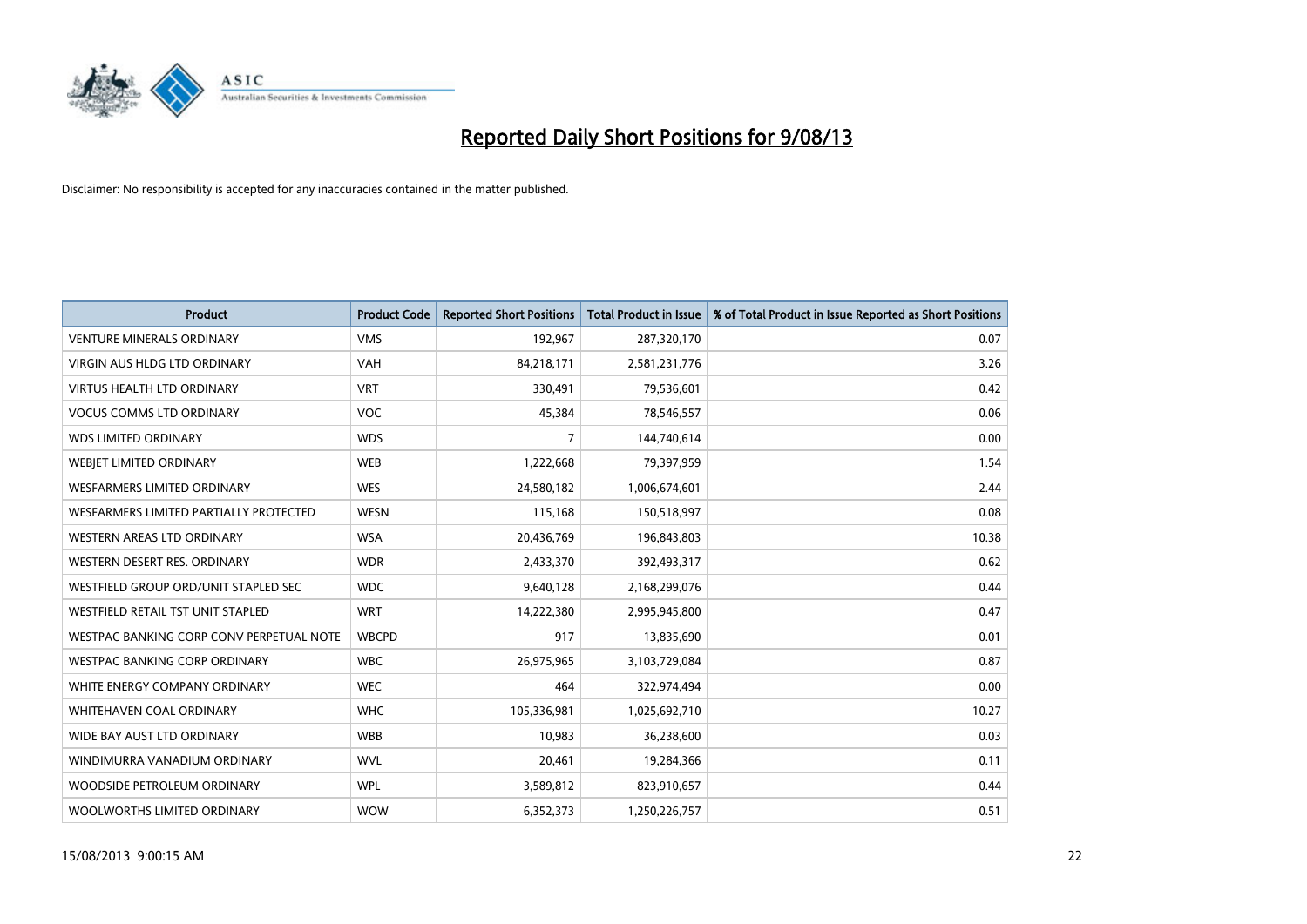# Reported Daily Short Positions for 9/08/13

Disclaimer: No responsibility is accepted for any inaccuracies contained in the matter published.

| Product | Product Code | Reported Short Positions | Total Product in Issue | % of Total Product in Issue Reported as Short Positions |
|---|---|---|---|---|
| VENTURE MINERALS ORDINARY | VMS | 192,967 | 287,320,170 | 0.07 |
| VIRGIN AUS HLDG LTD ORDINARY | VAH | 84,218,171 | 2,581,231,776 | 3.26 |
| VIRTUS HEALTH LTD ORDINARY | VRT | 330,491 | 79,536,601 | 0.42 |
| VOCUS COMMS LTD ORDINARY | VOC | 45,384 | 78,546,557 | 0.06 |
| WDS LIMITED ORDINARY | WDS | 7 | 144,740,614 | 0.00 |
| WEBJET LIMITED ORDINARY | WEB | 1,222,668 | 79,397,959 | 1.54 |
| WESFARMERS LIMITED ORDINARY | WES | 24,580,182 | 1,006,674,601 | 2.44 |
| WESFARMERS LIMITED PARTIALLY PROTECTED | WESN | 115,168 | 150,518,997 | 0.08 |
| WESTERN AREAS LTD ORDINARY | WSA | 20,436,769 | 196,843,803 | 10.38 |
| WESTERN DESERT RES. ORDINARY | WDR | 2,433,370 | 392,493,317 | 0.62 |
| WESTFIELD GROUP ORD/UNIT STAPLED SEC | WDC | 9,640,128 | 2,168,299,076 | 0.44 |
| WESTFIELD RETAIL TST UNIT STAPLED | WRT | 14,222,380 | 2,995,945,800 | 0.47 |
| WESTPAC BANKING CORP CONV PERPETUAL NOTE | WBCPD | 917 | 13,835,690 | 0.01 |
| WESTPAC BANKING CORP ORDINARY | WBC | 26,975,965 | 3,103,729,084 | 0.87 |
| WHITE ENERGY COMPANY ORDINARY | WEC | 464 | 322,974,494 | 0.00 |
| WHITEHAVEN COAL ORDINARY | WHC | 105,336,981 | 1,025,692,710 | 10.27 |
| WIDE BAY AUST LTD ORDINARY | WBB | 10,983 | 36,238,600 | 0.03 |
| WINDIMURRA VANADIUM ORDINARY | WVL | 20,461 | 19,284,366 | 0.11 |
| WOODSIDE PETROLEUM ORDINARY | WPL | 3,589,812 | 823,910,657 | 0.44 |
| WOOLWORTHS LIMITED ORDINARY | WOW | 6,352,373 | 1,250,226,757 | 0.51 |

15/08/2013 9:00:15 AM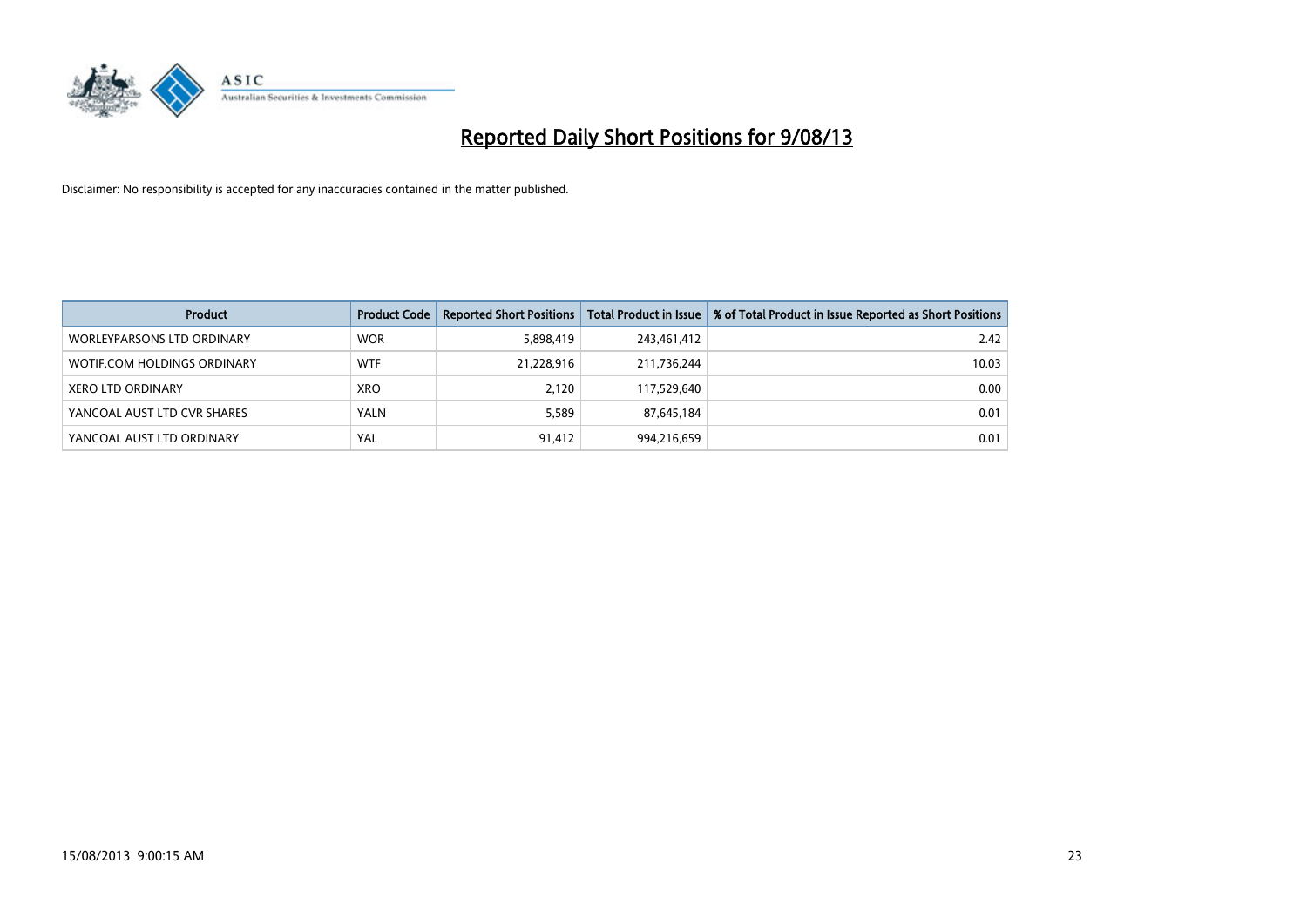# Reported Daily Short Positions for 9/08/13

Disclaimer: No responsibility is accepted for any inaccuracies contained in the matter published.

| Product | Product Code | Reported Short Positions | Total Product in Issue | % of Total Product in Issue Reported as Short Positions |
|---|---|---|---|---|
| WORLEYPARSONS LTD ORDINARY | WOR | 5,898,419 | 243,461,412 | 2.42 |
| WOTIF.COM HOLDINGS ORDINARY | WTF | 21,228,916 | 211,736,244 | 10.03 |
| XERO LTD ORDINARY | XRO | 2,120 | 117,529,640 | 0.00 |
| YANCOAL AUST LTD CVR SHARES | YALN | 5,589 | 87,645,184 | 0.01 |
| YANCOAL AUST LTD ORDINARY | YAL | 91,412 | 994,216,659 | 0.01 |

15/08/2013 9:00:15 AM